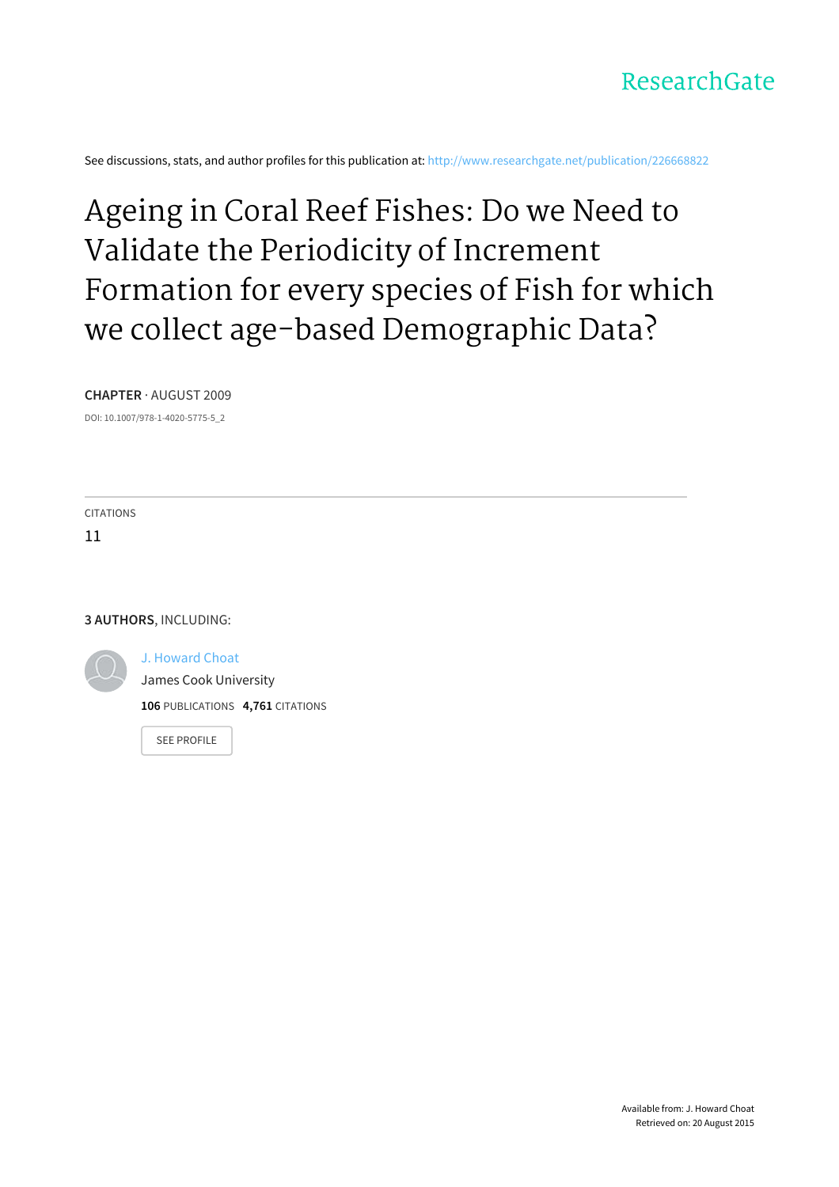ResearchGate

See discussions, stats, and author profiles for this publication at: http://www.researchgate.net/publication/226668822

# Ageing in Coral Reef Fishes: Do we Need to Validate the Periodicity of Increment Formation for every species of Fish for which we collect age-based Demographic Data?

**CHAPTER** · AUGUST 2009

DOI: 10.1007/978-1-4020-5775-5_2

CITATIONS

11

**3 AUTHORS**, INCLUDING:

J. Howard Choat

James Cook University

**106** PUBLICATIONS **4,761** CITATIONS

SEE PROFILE

Available from: J. Howard Choat

Retrieved on: 20 August 2015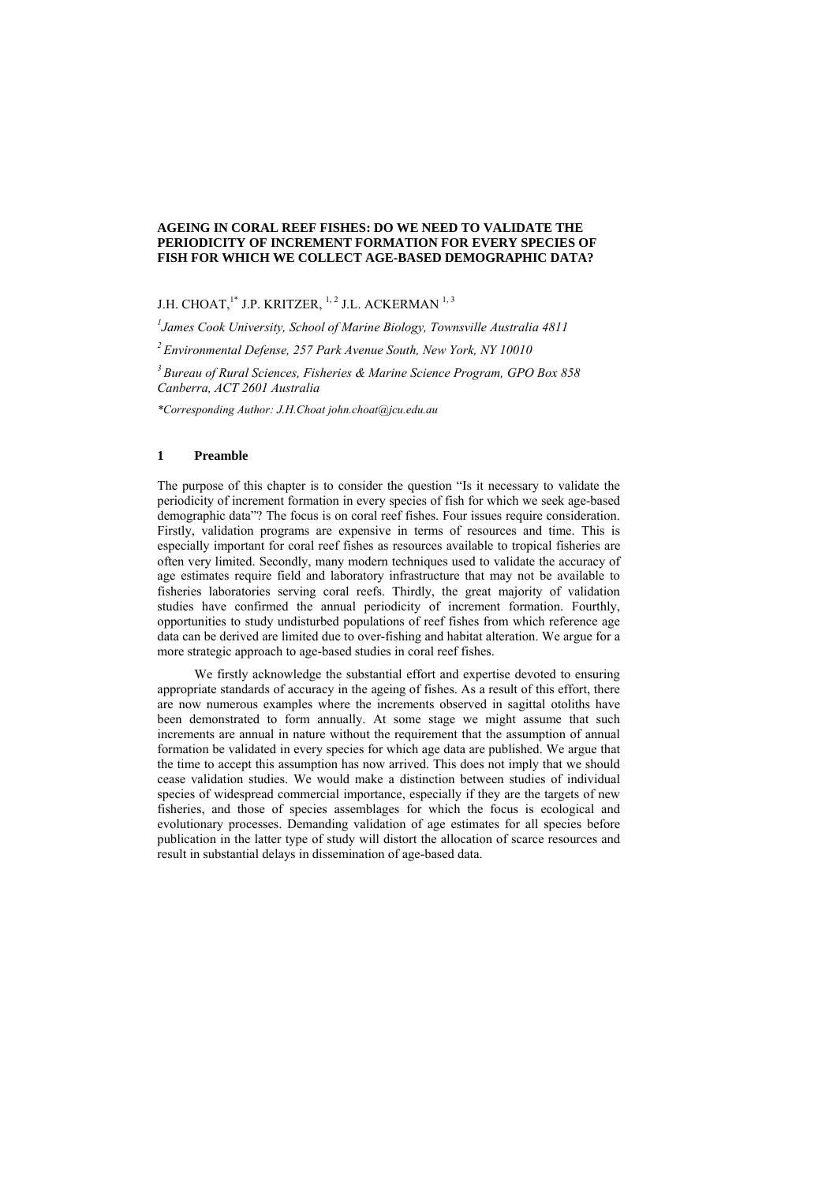**AGEING IN CORAL REEF FISHES: DO WE NEED TO VALIDATE THE PERIODICITY OF INCREMENT FORMATION FOR EVERY SPECIES OF FISH FOR WHICH WE COLLECT AGE-BASED DEMOGRAPHIC DATA?**

J.H. CHOAT,[1*] J.P. KRITZER, [1, 2] J.L. ACKERMAN [1, 3]

[1] *James Cook University, School of Marine Biology, Townsville Australia 4811*

[2] *Environmental Defense, 257 Park Avenue South, New York, NY 10010*

[3] *Bureau of Rural Sciences, Fisheries & Marine Science Program, GPO Box 858 Canberra, ACT 2601 Australia*

*\*Corresponding Author: J.H.Choat john.choat@jcu.edu.au*

## 1 Preamble

The purpose of this chapter is to consider the question "Is it necessary to validate the periodicity of increment formation in every species of fish for which we seek age-based demographic data"? The focus is on coral reef fishes. Four issues require consideration. Firstly, validation programs are expensive in terms of resources and time. This is especially important for coral reef fishes as resources available to tropical fisheries are often very limited. Secondly, many modern techniques used to validate the accuracy of age estimates require field and laboratory infrastructure that may not be available to fisheries laboratories serving coral reefs. Thirdly, the great majority of validation studies have confirmed the annual periodicity of increment formation. Fourthly, opportunities to study undisturbed populations of reef fishes from which reference age data can be derived are limited due to over-fishing and habitat alteration. We argue for a more strategic approach to age-based studies in coral reef fishes.

We firstly acknowledge the substantial effort and expertise devoted to ensuring appropriate standards of accuracy in the ageing of fishes. As a result of this effort, there are now numerous examples where the increments observed in sagittal otoliths have been demonstrated to form annually. At some stage we might assume that such increments are annual in nature without the requirement that the assumption of annual formation be validated in every species for which age data are published. We argue that the time to accept this assumption has now arrived. This does not imply that we should cease validation studies. We would make a distinction between studies of individual species of widespread commercial importance, especially if they are the targets of new fisheries, and those of species assemblages for which the focus is ecological and evolutionary processes. Demanding validation of age estimates for all species before publication in the latter type of study will distort the allocation of scarce resources and result in substantial delays in dissemination of age-based data.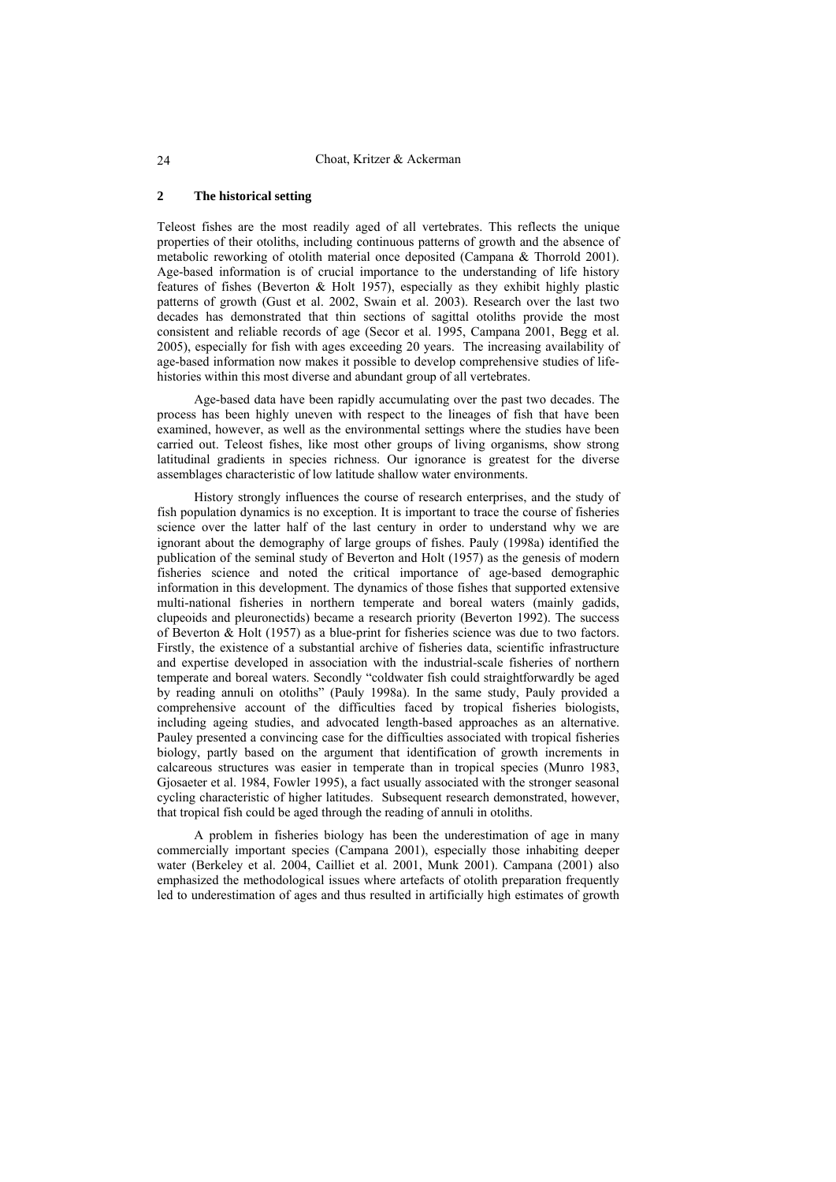## 2 The historical setting

Teleost fishes are the most readily aged of all vertebrates. This reflects the unique properties of their otoliths, including continuous patterns of growth and the absence of metabolic reworking of otolith material once deposited (Campana & Thorrold 2001). Age-based information is of crucial importance to the understanding of life history features of fishes (Beverton & Holt 1957), especially as they exhibit highly plastic patterns of growth (Gust et al. 2002, Swain et al. 2003). Research over the last two decades has demonstrated that thin sections of sagittal otoliths provide the most consistent and reliable records of age (Secor et al. 1995, Campana 2001, Begg et al. 2005), especially for fish with ages exceeding 20 years. The increasing availability of age-based information now makes it possible to develop comprehensive studies of life-histories within this most diverse and abundant group of all vertebrates.

Age-based data have been rapidly accumulating over the past two decades. The process has been highly uneven with respect to the lineages of fish that have been examined, however, as well as the environmental settings where the studies have been carried out. Teleost fishes, like most other groups of living organisms, show strong latitudinal gradients in species richness. Our ignorance is greatest for the diverse assemblages characteristic of low latitude shallow water environments.

History strongly influences the course of research enterprises, and the study of fish population dynamics is no exception. It is important to trace the course of fisheries science over the latter half of the last century in order to understand why we are ignorant about the demography of large groups of fishes. Pauly (1998a) identified the publication of the seminal study of Beverton and Holt (1957) as the genesis of modern fisheries science and noted the critical importance of age-based demographic information in this development. The dynamics of those fishes that supported extensive multi-national fisheries in northern temperate and boreal waters (mainly gadids, clupeoids and pleuronectids) became a research priority (Beverton 1992). The success of Beverton & Holt (1957) as a blue-print for fisheries science was due to two factors. Firstly, the existence of a substantial archive of fisheries data, scientific infrastructure and expertise developed in association with the industrial-scale fisheries of northern temperate and boreal waters. Secondly "coldwater fish could straightforwardly be aged by reading annuli on otoliths" (Pauly 1998a). In the same study, Pauly provided a comprehensive account of the difficulties faced by tropical fisheries biologists, including ageing studies, and advocated length-based approaches as an alternative. Pauley presented a convincing case for the difficulties associated with tropical fisheries biology, partly based on the argument that identification of growth increments in calcareous structures was easier in temperate than in tropical species (Munro 1983, Gjosaeter et al. 1984, Fowler 1995), a fact usually associated with the stronger seasonal cycling characteristic of higher latitudes. Subsequent research demonstrated, however, that tropical fish could be aged through the reading of annuli in otoliths.

A problem in fisheries biology has been the underestimation of age in many commercially important species (Campana 2001), especially those inhabiting deeper water (Berkeley et al. 2004, Cailliet et al. 2001, Munk 2001). Campana (2001) also emphasized the methodological issues where artefacts of otolith preparation frequently led to underestimation of ages and thus resulted in artificially high estimates of growth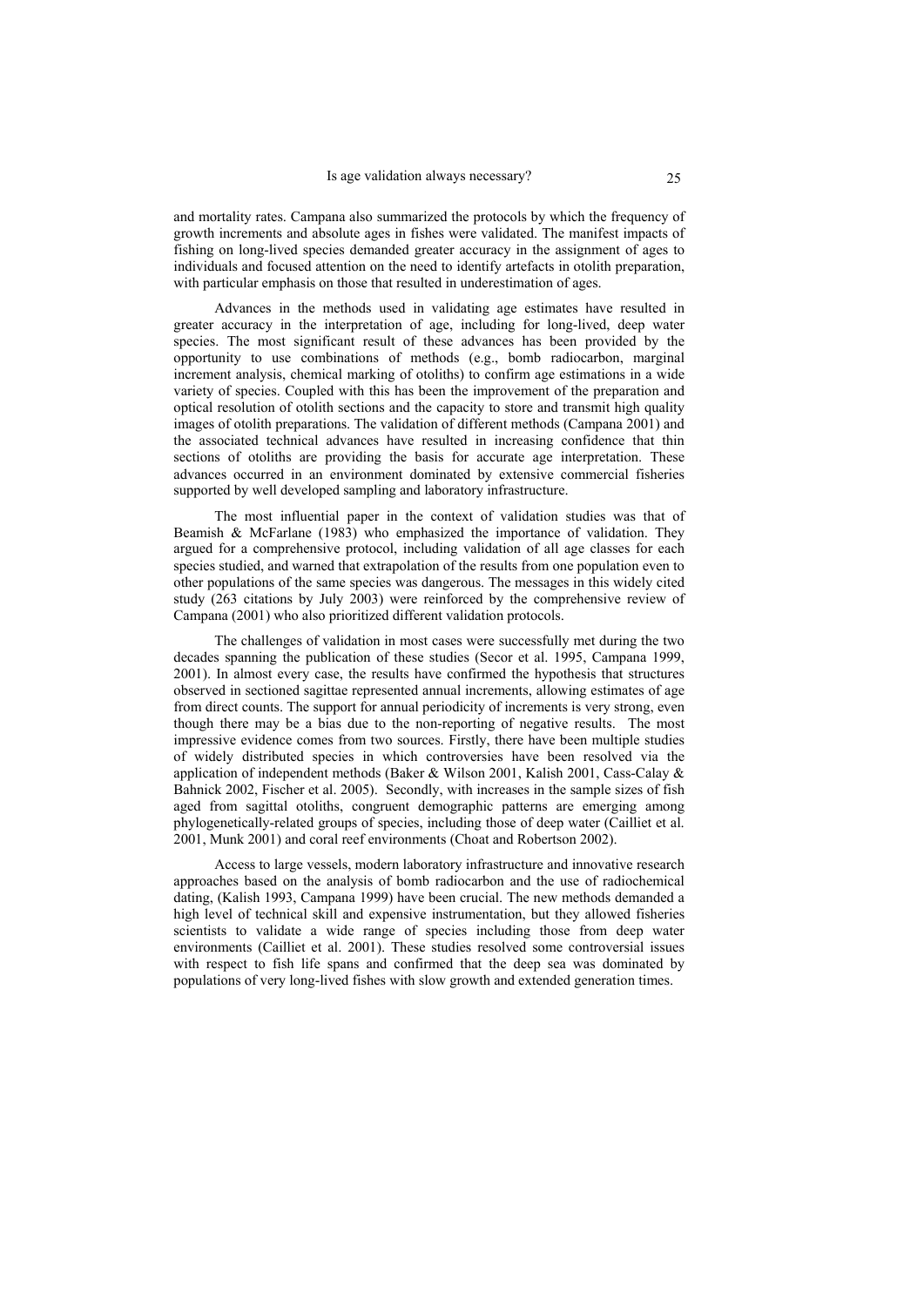and mortality rates. Campana also summarized the protocols by which the frequency of growth increments and absolute ages in fishes were validated. The manifest impacts of fishing on long-lived species demanded greater accuracy in the assignment of ages to individuals and focused attention on the need to identify artefacts in otolith preparation, with particular emphasis on those that resulted in underestimation of ages.

Advances in the methods used in validating age estimates have resulted in greater accuracy in the interpretation of age, including for long-lived, deep water species. The most significant result of these advances has been provided by the opportunity to use combinations of methods (e.g., bomb radiocarbon, marginal increment analysis, chemical marking of otoliths) to confirm age estimations in a wide variety of species. Coupled with this has been the improvement of the preparation and optical resolution of otolith sections and the capacity to store and transmit high quality images of otolith preparations. The validation of different methods (Campana 2001) and the associated technical advances have resulted in increasing confidence that thin sections of otoliths are providing the basis for accurate age interpretation. These advances occurred in an environment dominated by extensive commercial fisheries supported by well developed sampling and laboratory infrastructure.

The most influential paper in the context of validation studies was that of Beamish & McFarlane (1983) who emphasized the importance of validation. They argued for a comprehensive protocol, including validation of all age classes for each species studied, and warned that extrapolation of the results from one population even to other populations of the same species was dangerous. The messages in this widely cited study (263 citations by July 2003) were reinforced by the comprehensive review of Campana (2001) who also prioritized different validation protocols.

The challenges of validation in most cases were successfully met during the two decades spanning the publication of these studies (Secor et al. 1995, Campana 1999, 2001). In almost every case, the results have confirmed the hypothesis that structures observed in sectioned sagittae represented annual increments, allowing estimates of age from direct counts. The support for annual periodicity of increments is very strong, even though there may be a bias due to the non-reporting of negative results. The most impressive evidence comes from two sources. Firstly, there have been multiple studies of widely distributed species in which controversies have been resolved via the application of independent methods (Baker & Wilson 2001, Kalish 2001, Cass-Calay & Bahnick 2002, Fischer et al. 2005). Secondly, with increases in the sample sizes of fish aged from sagittal otoliths, congruent demographic patterns are emerging among phylogenetically-related groups of species, including those of deep water (Cailliet et al. 2001, Munk 2001) and coral reef environments (Choat and Robertson 2002).

Access to large vessels, modern laboratory infrastructure and innovative research approaches based on the analysis of bomb radiocarbon and the use of radiochemical dating, (Kalish 1993, Campana 1999) have been crucial. The new methods demanded a high level of technical skill and expensive instrumentation, but they allowed fisheries scientists to validate a wide range of species including those from deep water environments (Cailliet et al. 2001). These studies resolved some controversial issues with respect to fish life spans and confirmed that the deep sea was dominated by populations of very long-lived fishes with slow growth and extended generation times.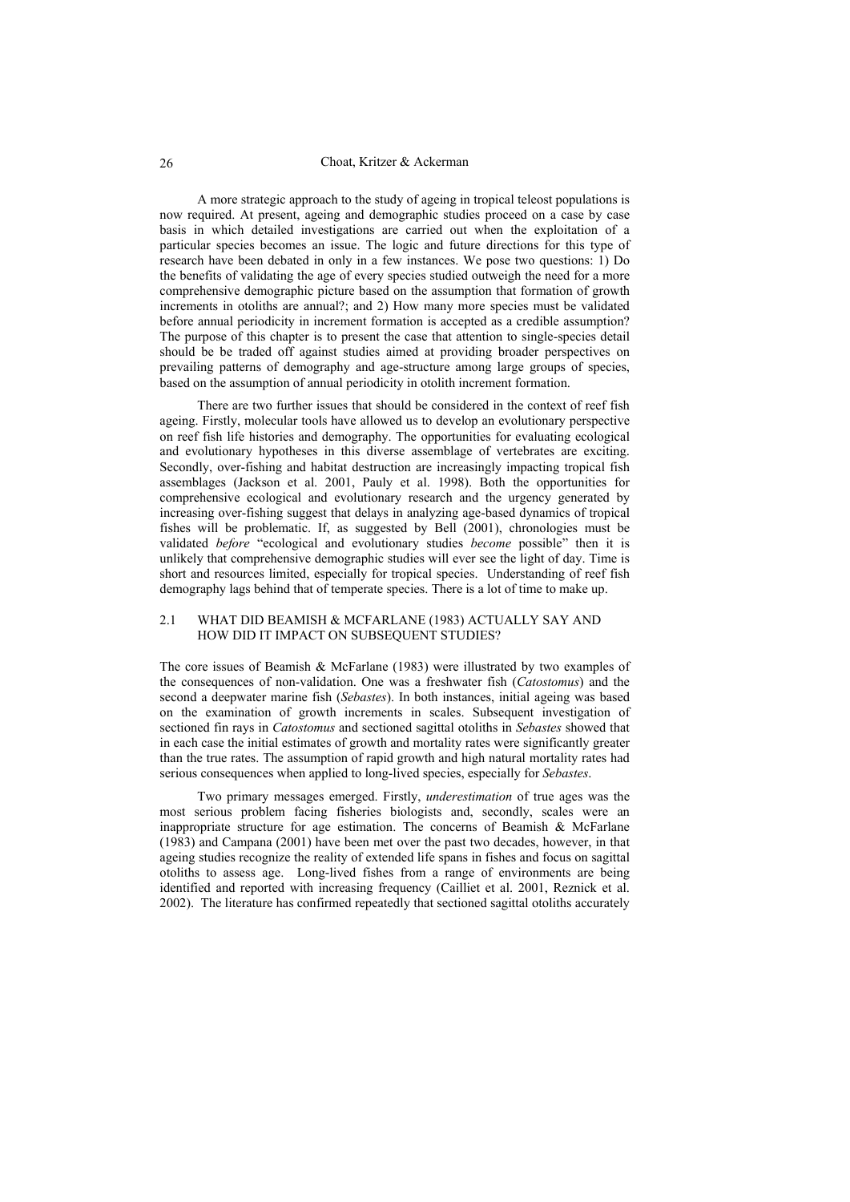A more strategic approach to the study of ageing in tropical teleost populations is now required. At present, ageing and demographic studies proceed on a case by case basis in which detailed investigations are carried out when the exploitation of a particular species becomes an issue. The logic and future directions for this type of research have been debated in only in a few instances. We pose two questions: 1) Do the benefits of validating the age of every species studied outweigh the need for a more comprehensive demographic picture based on the assumption that formation of growth increments in otoliths are annual?; and 2) How many more species must be validated before annual periodicity in increment formation is accepted as a credible assumption? The purpose of this chapter is to present the case that attention to single-species detail should be be traded off against studies aimed at providing broader perspectives on prevailing patterns of demography and age-structure among large groups of species, based on the assumption of annual periodicity in otolith increment formation.

There are two further issues that should be considered in the context of reef fish ageing. Firstly, molecular tools have allowed us to develop an evolutionary perspective on reef fish life histories and demography. The opportunities for evaluating ecological and evolutionary hypotheses in this diverse assemblage of vertebrates are exciting. Secondly, over-fishing and habitat destruction are increasingly impacting tropical fish assemblages (Jackson et al. 2001, Pauly et al. 1998). Both the opportunities for comprehensive ecological and evolutionary research and the urgency generated by increasing over-fishing suggest that delays in analyzing age-based dynamics of tropical fishes will be problematic. If, as suggested by Bell (2001), chronologies must be validated *before* "ecological and evolutionary studies *become* possible" then it is unlikely that comprehensive demographic studies will ever see the light of day. Time is short and resources limited, especially for tropical species. Understanding of reef fish demography lags behind that of temperate species. There is a lot of time to make up.

## 2.1 WHAT DID BEAMISH & MCFARLANE (1983) ACTUALLY SAY AND HOW DID IT IMPACT ON SUBSEQUENT STUDIES?

The core issues of Beamish & McFarlane (1983) were illustrated by two examples of the consequences of non-validation. One was a freshwater fish (*Catostomus*) and the second a deepwater marine fish (*Sebastes*). In both instances, initial ageing was based on the examination of growth increments in scales. Subsequent investigation of sectioned fin rays in *Catostomus* and sectioned sagittal otoliths in *Sebastes* showed that in each case the initial estimates of growth and mortality rates were significantly greater than the true rates. The assumption of rapid growth and high natural mortality rates had serious consequences when applied to long-lived species, especially for *Sebastes*.

Two primary messages emerged. Firstly, *underestimation* of true ages was the most serious problem facing fisheries biologists and, secondly, scales were an inappropriate structure for age estimation. The concerns of Beamish & McFarlane (1983) and Campana (2001) have been met over the past two decades, however, in that ageing studies recognize the reality of extended life spans in fishes and focus on sagittal otoliths to assess age. Long-lived fishes from a range of environments are being identified and reported with increasing frequency (Cailliet et al. 2001, Reznick et al. 2002). The literature has confirmed repeatedly that sectioned sagittal otoliths accurately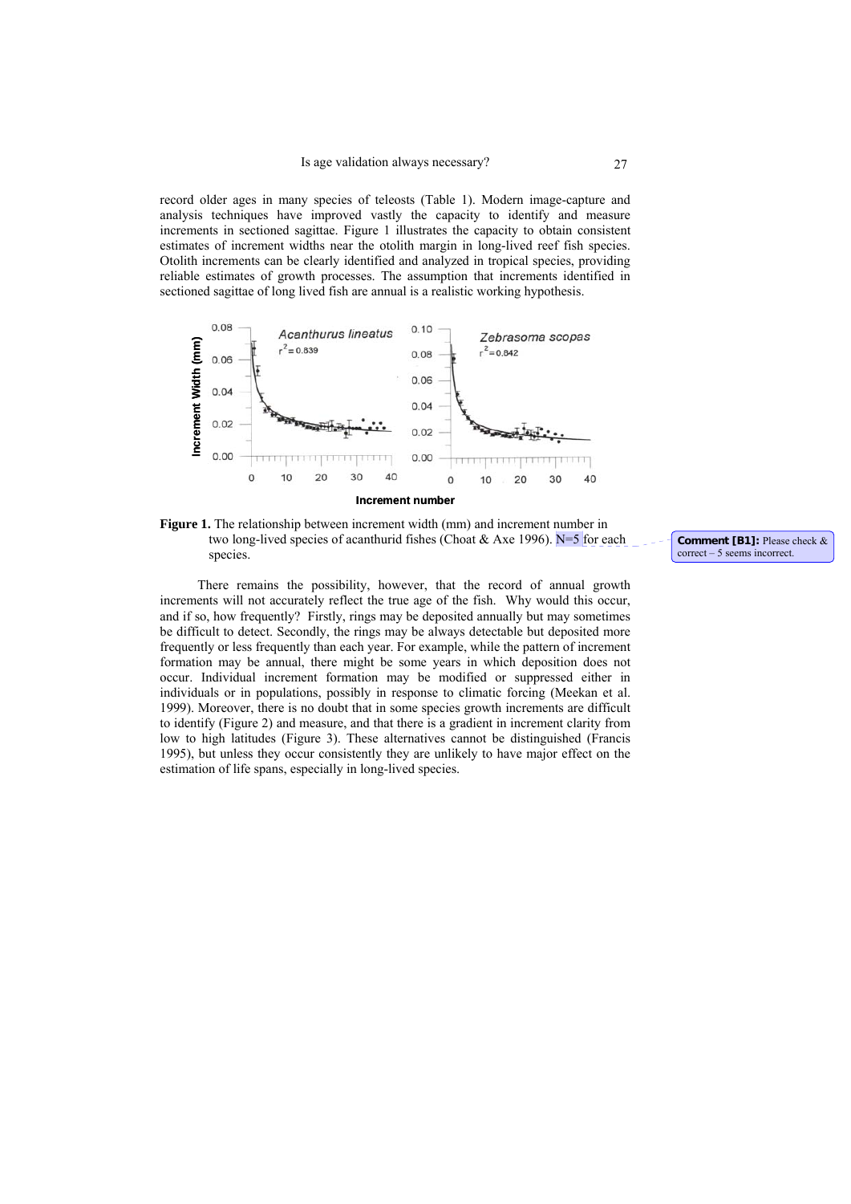record older ages in many species of teleosts (Table 1). Modern image-capture and analysis techniques have improved vastly the capacity to identify and measure increments in sectioned sagittae. Figure 1 illustrates the capacity to obtain consistent estimates of increment widths near the otolith margin in long-lived reef fish species. Otolith increments can be clearly identified and analyzed in tropical species, providing reliable estimates of growth processes. The assumption that increments identified in sectioned sagittae of long lived fish are annual is a realistic working hypothesis.

**Figure 1.** The relationship between increment width (mm) and increment number in two long-lived species of acanthurid fishes (Choat & Axe 1996). N=5 for each species.

**Comment [B1]:** Please check & correct – 5 seems incorrect.

There remains the possibility, however, that the record of annual growth increments will not accurately reflect the true age of the fish. Why would this occur, and if so, how frequently? Firstly, rings may be deposited annually but may sometimes be difficult to detect. Secondly, the rings may be always detectable but deposited more frequently or less frequently than each year. For example, while the pattern of increment formation may be annual, there might be some years in which deposition does not occur. Individual increment formation may be modified or suppressed either in individuals or in populations, possibly in response to climatic forcing (Meekan et al. 1999). Moreover, there is no doubt that in some species growth increments are difficult to identify (Figure 2) and measure, and that there is a gradient in increment clarity from low to high latitudes (Figure 3). These alternatives cannot be distinguished (Francis 1995), but unless they occur consistently they are unlikely to have major effect on the estimation of life spans, especially in long-lived species.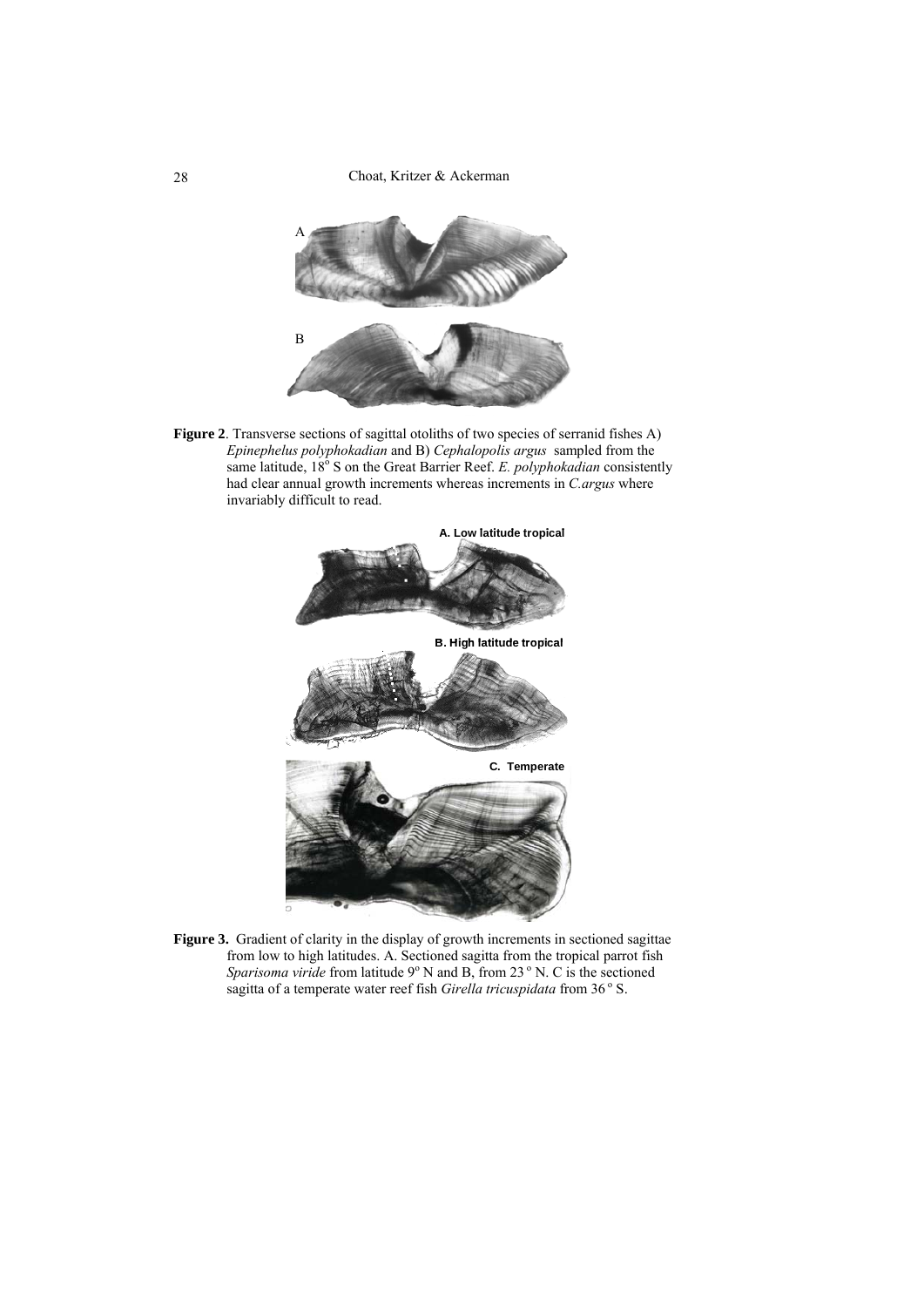**Figure 2**. Transverse sections of sagittal otoliths of two species of serranid fishes A) *Epinephelus polyphokadian* and B) *Cephalopolis argus* sampled from the same latitude, 18$^{o}$ S on the Great Barrier Reef. *E. polyphokadian* consistently had clear annual growth increments whereas increments in *C.argus* where invariably difficult to read.

**Figure 3.** Gradient of clarity in the display of growth increments in sectioned sagittae from low to high latitudes. A. Sectioned sagitta from the tropical parrot fish *Sparisoma viride* from latitude 9$^{o}$ N and B, from 23$^{o}$ N. C is the sectioned sagitta of a temperate water reef fish *Girella tricuspidata* from 36$^{o}$ S.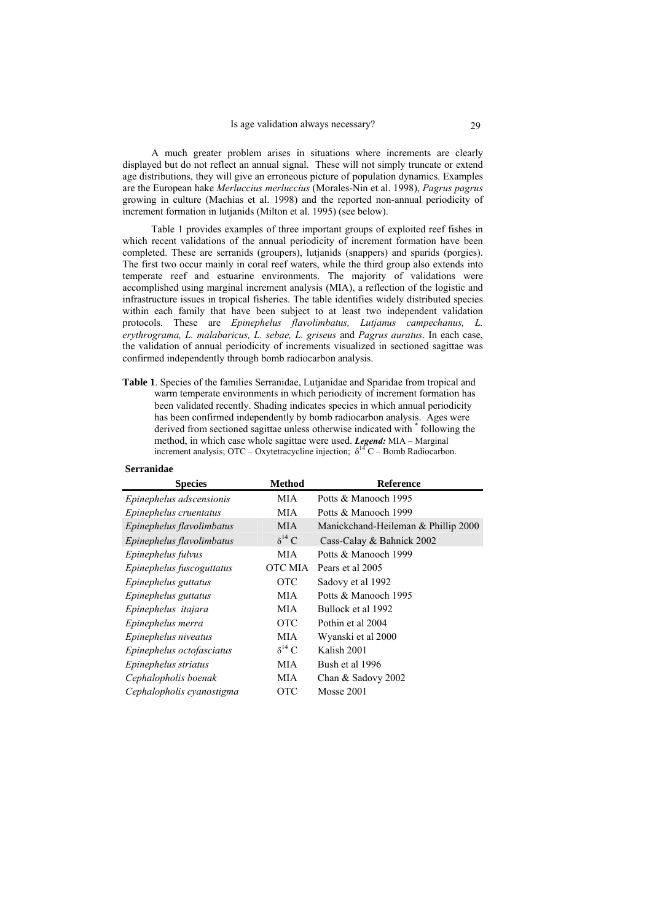A much greater problem arises in situations where increments are clearly displayed but do not reflect an annual signal. These will not simply truncate or extend age distributions, they will give an erroneous picture of population dynamics. Examples are the European hake *Merluccius merluccius* (Morales-Nin et al. 1998), *Pagrus pagrus* growing in culture (Machias et al. 1998) and the reported non-annual periodicity of increment formation in lutjanids (Milton et al. 1995) (see below).

Table 1 provides examples of three important groups of exploited reef fishes in which recent validations of the annual periodicity of increment formation have been completed. These are serranids (groupers), lutjanids (snappers) and sparids (porgies). The first two occur mainly in coral reef waters, while the third group also extends into temperate reef and estuarine environments. The majority of validations were accomplished using marginal increment analysis (MIA), a reflection of the logistic and infrastructure issues in tropical fisheries. The table identifies widely distributed species within each family that have been subject to at least two independent validation protocols. These are *Epinephelus flavolimbatus, Lutjanus campechanus, L. erythrograma, L. malabaricus, L. sebae, L. griseus* and *Pagrus auratus*. In each case, the validation of annual periodicity of increments visualized in sectioned sagittae was confirmed independently through bomb radiocarbon analysis.

**Table 1**. Species of the families Serranidae, Lutjanidae and Sparidae from tropical and warm temperate environments in which periodicity of increment formation has been validated recently. Shading indicates species in which annual periodicity has been confirmed independently by bomb radiocarbon analysis. Ages were derived from sectioned sagittae unless otherwise indicated with * following the method, in which case whole sagittae were used. ***Legend:*** MIA – Marginal increment analysis; OTC – Oxytetracycline injection; $\delta^{14}$C – Bomb Radiocarbon.

**Serranidae**

| Species | Method | Reference |
|---|---|---|
| *Epinephelus adscensionis* | MIA | Potts & Manooch 1995 |
| *Epinephelus cruentatus* | MIA | Potts & Manooch 1999 |
| *Epinephelus flavolimbatus* | MIA | Manickchand-Heileman & Phillip 2000 |
| *Epinephelus flavolimbatus* | $\delta^{14}$C | Cass-Calay & Bahnick 2002 |
| *Epinephelus fulvus* | MIA | Potts & Manooch 1999 |
| *Epinephelus fuscoguttatus* | OTC MIA | Pears et al 2005 |
| *Epinephelus guttatus* | OTC | Sadovy et al 1992 |
| *Epinephelus guttatus* | MIA | Potts & Manooch 1995 |
| *Epinephelus itajara* | MIA | Bullock et al 1992 |
| *Epinephelus merra* | OTC | Pothin et al 2004 |
| *Epinephelus niveatus* | MIA | Wyanski et al 2000 |
| *Epinephelus octofasciatus* | $\delta^{14}$C | Kalish 2001 |
| *Epinephelus striatus* | MIA | Bush et al 1996 |
| *Cephalopholis boenak* | MIA | Chan & Sadovy 2002 |
| *Cephalopholis cyanostigma* | OTC | Mosse 2001 |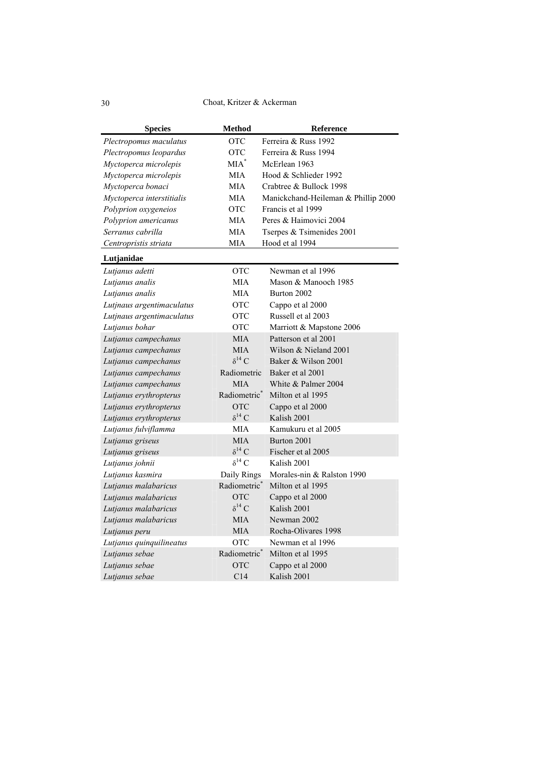| Species | Method | Reference |
|---|---|---|
| *Plectropomus maculatus* | OTC | Ferreira & Russ 1992 |
| *Plectropomus leopardus* | OTC | Ferreira & Russ 1994 |
| *Myctoperca microlepis* | MIA* | McErlean 1963 |
| *Myctoperca microlepis* | MIA | Hood & Schlieder 1992 |
| *Myctoperca bonaci* | MIA | Crabtree & Bullock 1998 |
| *Myctoperca interstitialis* | MIA | Manickchand-Heileman & Phillip 2000 |
| *Polyprion oxygeneios* | OTC | Francis et al 1999 |
| *Polyprion americanus* | MIA | Peres & Haimovici 2004 |
| *Serranus cabrilla* | MIA | Tserpes & Tsimenides 2001 |
| *Centropristis striata* | MIA | Hood et al 1994 |
| **Lutjanidae** | | |
| *Lutjanus adetti* | OTC | Newman et al 1996 |
| *Lutjanus analis* | MIA | Mason & Manooch 1985 |
| *Lutjanus analis* | MIA | Burton 2002 |
| *Lutjnaus argentimaculatus* | OTC | Cappo et al 2000 |
| *Lutjnaus argentimaculatus* | OTC | Russell et al 2003 |
| *Lutjanus bohar* | OTC | Marriott & Mapstone 2006 |
| *Lutjanus campechanus* | MIA | Patterson et al 2001 |
| *Lutjanus campechanus* | MIA | Wilson & Nieland 2001 |
| *Lutjanus campechanus* | $\delta^{14}$C | Baker & Wilson 2001 |
| *Lutjanus campechanus* | Radiometric | Baker et al 2001 |
| *Lutjanus campechanus* | MIA | White & Palmer 2004 |
| *Lutjanus erythropterus* | Radiometric* | Milton et al 1995 |
| *Lutjanus erythropterus* | OTC | Cappo et al 2000 |
| *Lutjanus erythropterus* | $\delta^{14}$C | Kalish 2001 |
| *Lutjanus fulviflamma* | MIA | Kamukuru et al 2005 |
| *Lutjanus griseus* | MIA | Burton 2001 |
| *Lutjanus griseus* | $\delta^{14}$C | Fischer et al 2005 |
| *Lutjanus johnii* | $\delta^{14}$C | Kalish 2001 |
| *Lutjanus kasmira* | Daily Rings | Morales-nin & Ralston 1990 |
| *Lutjanus malabaricus* | Radiometric* | Milton et al 1995 |
| *Lutjanus malabaricus* | OTC | Cappo et al 2000 |
| *Lutjanus malabaricus* | $\delta^{14}$C | Kalish 2001 |
| *Lutjanus malabaricus* | MIA | Newman 2002 |
| *Lutjanus peru* | MIA | Rocha-Olivares 1998 |
| *Lutjanus quinquilineatus* | OTC | Newman et al 1996 |
| *Lutjanus sebae* | Radiometric* | Milton et al 1995 |
| *Lutjanus sebae* | OTC | Cappo et al 2000 |
| *Lutjanus sebae* | C14 | Kalish 2001 |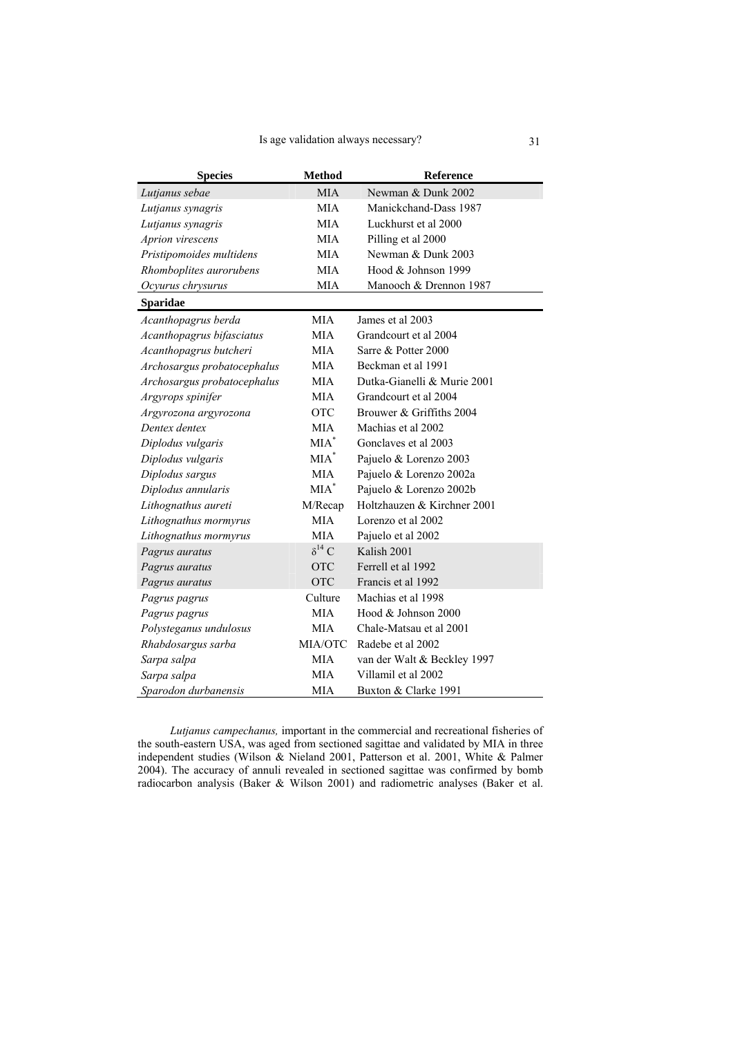| Species | Method | Reference |
|---|---|---|
| *Lutjanus sebae* | MIA | Newman & Dunk 2002 |
| *Lutjanus synagris* | MIA | Manickchand-Dass 1987 |
| *Lutjanus synagris* | MIA | Luckhurst et al 2000 |
| *Aprion virescens* | MIA | Pilling et al 2000 |
| *Pristipomoides multidens* | MIA | Newman & Dunk 2003 |
| *Rhomboplites aurorubens* | MIA | Hood & Johnson 1999 |
| *Ocyurus chrysurus* | MIA | Manooch & Drennon 1987 |
| **Sparidae** | | |
| *Acanthopagrus berda* | MIA | James et al 2003 |
| *Acanthopagrus bifasciatus* | MIA | Grandcourt et al 2004 |
| *Acanthopagrus butcheri* | MIA | Sarre & Potter 2000 |
| *Archosargus probatocephalus* | MIA | Beckman et al 1991 |
| *Archosargus probatocephalus* | MIA | Dutka-Gianelli & Murie 2001 |
| *Argyrops spinifer* | MIA | Grandcourt et al 2004 |
| *Argyrozona argyrozona* | OTC | Brouwer & Griffiths 2004 |
| *Dentex dentex* | MIA | Machias et al 2002 |
| *Diplodus vulgaris* | MIA* | Gonclaves et al 2003 |
| *Diplodus vulgaris* | MIA* | Pajuelo & Lorenzo 2003 |
| *Diplodus sargus* | MIA | Pajuelo & Lorenzo 2002a |
| *Diplodus annularis* | MIA* | Pajuelo & Lorenzo 2002b |
| *Lithognathus aureti* | M/Recap | Holtzhauzen & Kirchner 2001 |
| *Lithognathus mormyrus* | MIA | Lorenzo et al 2002 |
| *Lithognathus mormyrus* | MIA | Pajuelo et al 2002 |
| *Pagrus auratus* | $\delta^{14}$ C | Kalish 2001 |
| *Pagrus auratus* | OTC | Ferrell et al 1992 |
| *Pagrus auratus* | OTC | Francis et al 1992 |
| *Pagrus pagrus* | Culture | Machias et al 1998 |
| *Pagrus pagrus* | MIA | Hood & Johnson 2000 |
| *Polysteganus undulosus* | MIA | Chale-Matsau et al 2001 |
| *Rhabdosargus sarba* | MIA/OTC | Radebe et al 2002 |
| *Sarpa salpa* | MIA | van der Walt & Beckley 1997 |
| *Sarpa salpa* | MIA | Villamil et al 2002 |
| *Sparodon durbanensis* | MIA | Buxton & Clarke 1991 |

*Lutjanus campechanus,* important in the commercial and recreational fisheries of the south-eastern USA, was aged from sectioned sagittae and validated by MIA in three independent studies (Wilson & Nieland 2001, Patterson et al. 2001, White & Palmer 2004). The accuracy of annuli revealed in sectioned sagittae was confirmed by bomb radiocarbon analysis (Baker & Wilson 2001) and radiometric analyses (Baker et al.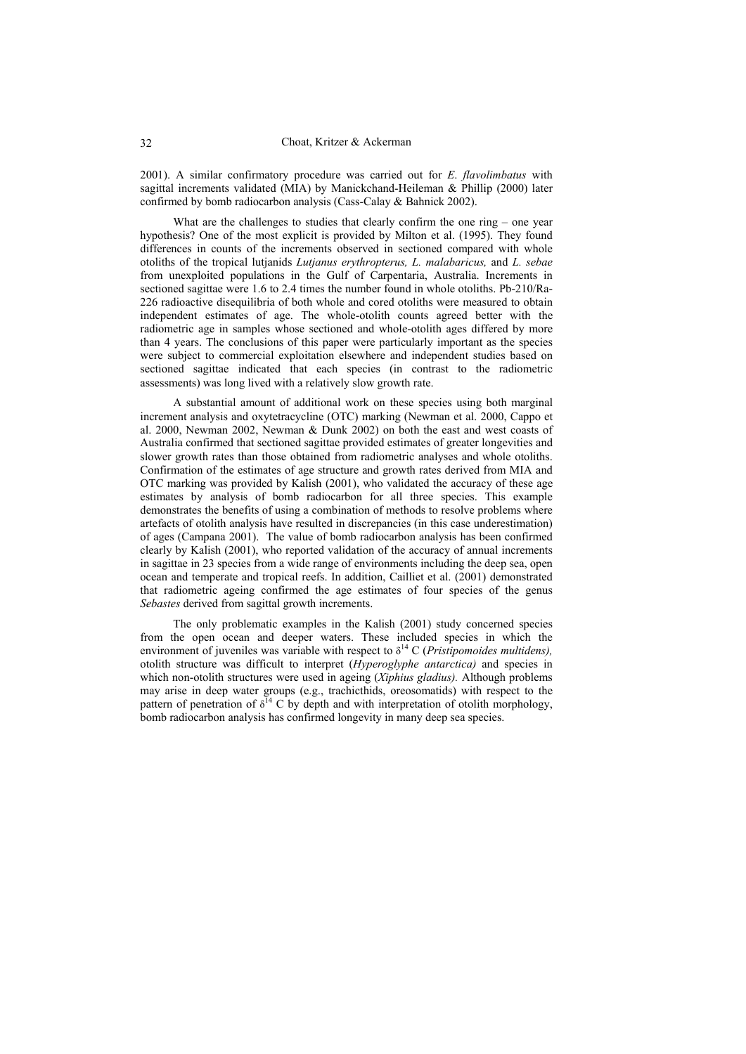2001). A similar confirmatory procedure was carried out for *E. flavolimbatus* with sagittal increments validated (MIA) by Manickchand-Heileman & Phillip (2000) later confirmed by bomb radiocarbon analysis (Cass-Calay & Bahnick 2002).

What are the challenges to studies that clearly confirm the one ring – one year hypothesis? One of the most explicit is provided by Milton et al. (1995). They found differences in counts of the increments observed in sectioned compared with whole otoliths of the tropical lutjanids *Lutjanus erythropterus, L. malabaricus,* and *L. sebae* from unexploited populations in the Gulf of Carpentaria, Australia. Increments in sectioned sagittae were 1.6 to 2.4 times the number found in whole otoliths. Pb-210/Ra-226 radioactive disequilibria of both whole and cored otoliths were measured to obtain independent estimates of age. The whole-otolith counts agreed better with the radiometric age in samples whose sectioned and whole-otolith ages differed by more than 4 years. The conclusions of this paper were particularly important as the species were subject to commercial exploitation elsewhere and independent studies based on sectioned sagittae indicated that each species (in contrast to the radiometric assessments) was long lived with a relatively slow growth rate.

A substantial amount of additional work on these species using both marginal increment analysis and oxytetracycline (OTC) marking (Newman et al. 2000, Cappo et al. 2000, Newman 2002, Newman & Dunk 2002) on both the east and west coasts of Australia confirmed that sectioned sagittae provided estimates of greater longevities and slower growth rates than those obtained from radiometric analyses and whole otoliths. Confirmation of the estimates of age structure and growth rates derived from MIA and OTC marking was provided by Kalish (2001), who validated the accuracy of these age estimates by analysis of bomb radiocarbon for all three species. This example demonstrates the benefits of using a combination of methods to resolve problems where artefacts of otolith analysis have resulted in discrepancies (in this case underestimation) of ages (Campana 2001). The value of bomb radiocarbon analysis has been confirmed clearly by Kalish (2001), who reported validation of the accuracy of annual increments in sagittae in 23 species from a wide range of environments including the deep sea, open ocean and temperate and tropical reefs. In addition, Cailliet et al. (2001) demonstrated that radiometric ageing confirmed the age estimates of four species of the genus *Sebastes* derived from sagittal growth increments.

The only problematic examples in the Kalish (2001) study concerned species from the open ocean and deeper waters. These included species in which the environment of juveniles was variable with respect to $\delta^{14}$ C (*Pristipomoides multidens),* otolith structure was difficult to interpret (*Hyperoglyphe antarctica)* and species in which non-otolith structures were used in ageing (*Xiphius gladius).* Although problems may arise in deep water groups (e.g., trachicthids, oreosomatids) with respect to the pattern of penetration of $\delta^{14}$ C by depth and with interpretation of otolith morphology, bomb radiocarbon analysis has confirmed longevity in many deep sea species.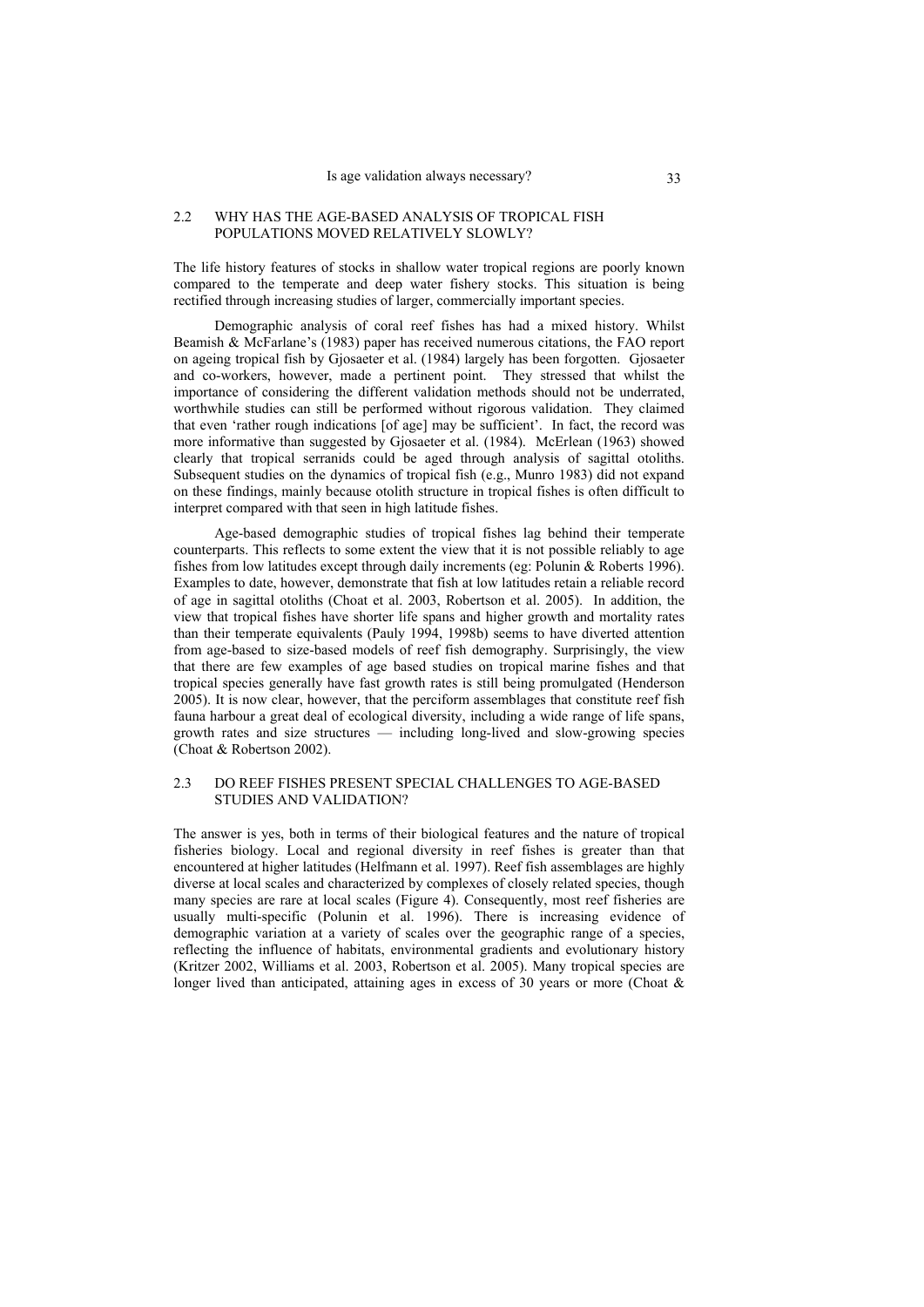## 2.2 WHY HAS THE AGE-BASED ANALYSIS OF TROPICAL FISH POPULATIONS MOVED RELATIVELY SLOWLY?

The life history features of stocks in shallow water tropical regions are poorly known compared to the temperate and deep water fishery stocks. This situation is being rectified through increasing studies of larger, commercially important species.

Demographic analysis of coral reef fishes has had a mixed history. Whilst Beamish & McFarlane's (1983) paper has received numerous citations, the FAO report on ageing tropical fish by Gjosaeter et al. (1984) largely has been forgotten. Gjosaeter and co-workers, however, made a pertinent point. They stressed that whilst the importance of considering the different validation methods should not be underrated, worthwhile studies can still be performed without rigorous validation. They claimed that even 'rather rough indications [of age] may be sufficient'. In fact, the record was more informative than suggested by Gjosaeter et al. (1984). McErlean (1963) showed clearly that tropical serranids could be aged through analysis of sagittal otoliths. Subsequent studies on the dynamics of tropical fish (e.g., Munro 1983) did not expand on these findings, mainly because otolith structure in tropical fishes is often difficult to interpret compared with that seen in high latitude fishes.

Age-based demographic studies of tropical fishes lag behind their temperate counterparts. This reflects to some extent the view that it is not possible reliably to age fishes from low latitudes except through daily increments (eg: Polunin & Roberts 1996). Examples to date, however, demonstrate that fish at low latitudes retain a reliable record of age in sagittal otoliths (Choat et al. 2003, Robertson et al. 2005). In addition, the view that tropical fishes have shorter life spans and higher growth and mortality rates than their temperate equivalents (Pauly 1994, 1998b) seems to have diverted attention from age-based to size-based models of reef fish demography. Surprisingly, the view that there are few examples of age based studies on tropical marine fishes and that tropical species generally have fast growth rates is still being promulgated (Henderson 2005). It is now clear, however, that the perciform assemblages that constitute reef fish fauna harbour a great deal of ecological diversity, including a wide range of life spans, growth rates and size structures — including long-lived and slow-growing species (Choat & Robertson 2002).

## 2.3 DO REEF FISHES PRESENT SPECIAL CHALLENGES TO AGE-BASED STUDIES AND VALIDATION?

The answer is yes, both in terms of their biological features and the nature of tropical fisheries biology. Local and regional diversity in reef fishes is greater than that encountered at higher latitudes (Helfmann et al. 1997). Reef fish assemblages are highly diverse at local scales and characterized by complexes of closely related species, though many species are rare at local scales (Figure 4). Consequently, most reef fisheries are usually multi-specific (Polunin et al. 1996). There is increasing evidence of demographic variation at a variety of scales over the geographic range of a species, reflecting the influence of habitats, environmental gradients and evolutionary history (Kritzer 2002, Williams et al. 2003, Robertson et al. 2005). Many tropical species are longer lived than anticipated, attaining ages in excess of 30 years or more (Choat &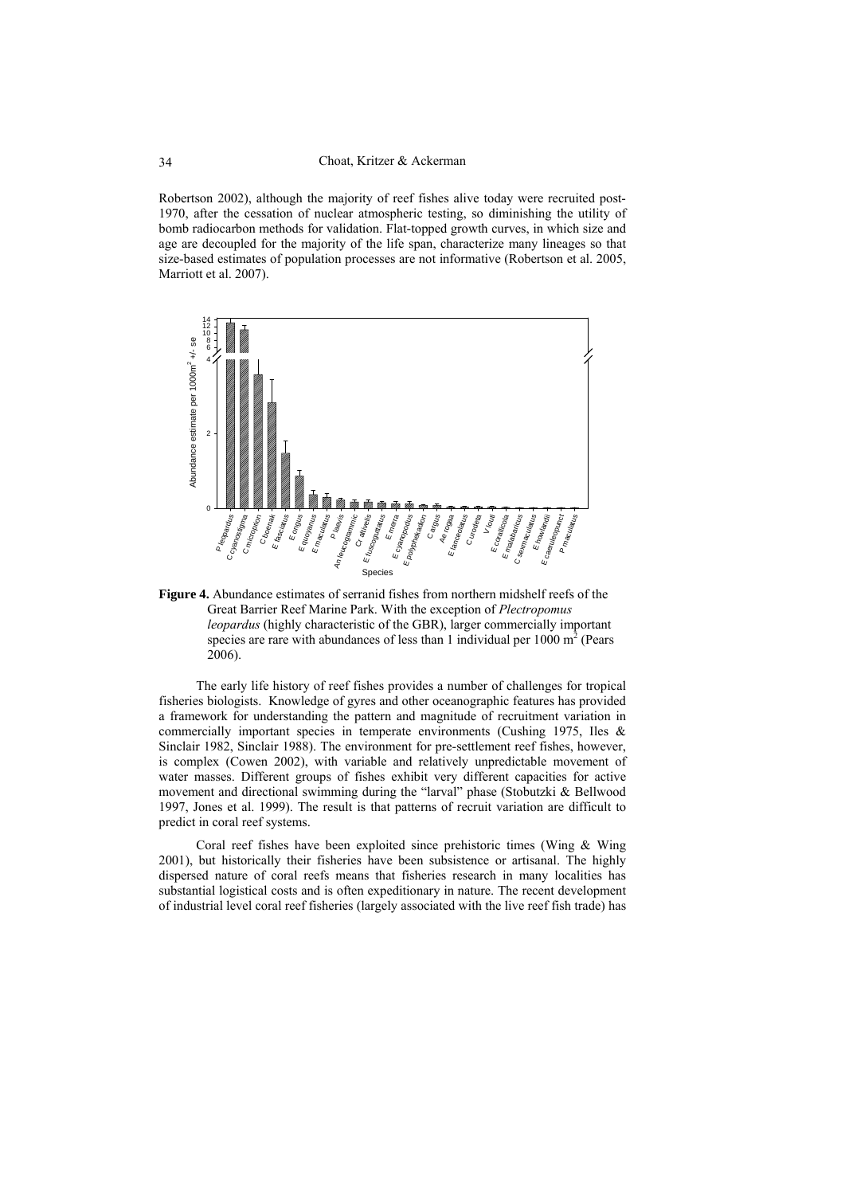Robertson 2002), although the majority of reef fishes alive today were recruited post-1970, after the cessation of nuclear atmospheric testing, so diminishing the utility of bomb radiocarbon methods for validation. Flat-topped growth curves, in which size and age are decoupled for the majority of the life span, characterize many lineages so that size-based estimates of population processes are not informative (Robertson et al. 2005, Marriott et al. 2007).

**Figure 4.** Abundance estimates of serranid fishes from northern midshelf reefs of the Great Barrier Reef Marine Park. With the exception of *Plectropomus leopardus* (highly characteristic of the GBR), larger commercially important species are rare with abundances of less than 1 individual per 1000 $m^2$ (Pears 2006).

The early life history of reef fishes provides a number of challenges for tropical fisheries biologists. Knowledge of gyres and other oceanographic features has provided a framework for understanding the pattern and magnitude of recruitment variation in commercially important species in temperate environments (Cushing 1975, Iles & Sinclair 1982, Sinclair 1988). The environment for pre-settlement reef fishes, however, is complex (Cowen 2002), with variable and relatively unpredictable movement of water masses. Different groups of fishes exhibit very different capacities for active movement and directional swimming during the "larval" phase (Stobutzki & Bellwood 1997, Jones et al. 1999). The result is that patterns of recruit variation are difficult to predict in coral reef systems.

Coral reef fishes have been exploited since prehistoric times (Wing & Wing 2001), but historically their fisheries have been subsistence or artisanal. The highly dispersed nature of coral reefs means that fisheries research in many localities has substantial logistical costs and is often expeditionary in nature. The recent development of industrial level coral reef fisheries (largely associated with the live reef fish trade) has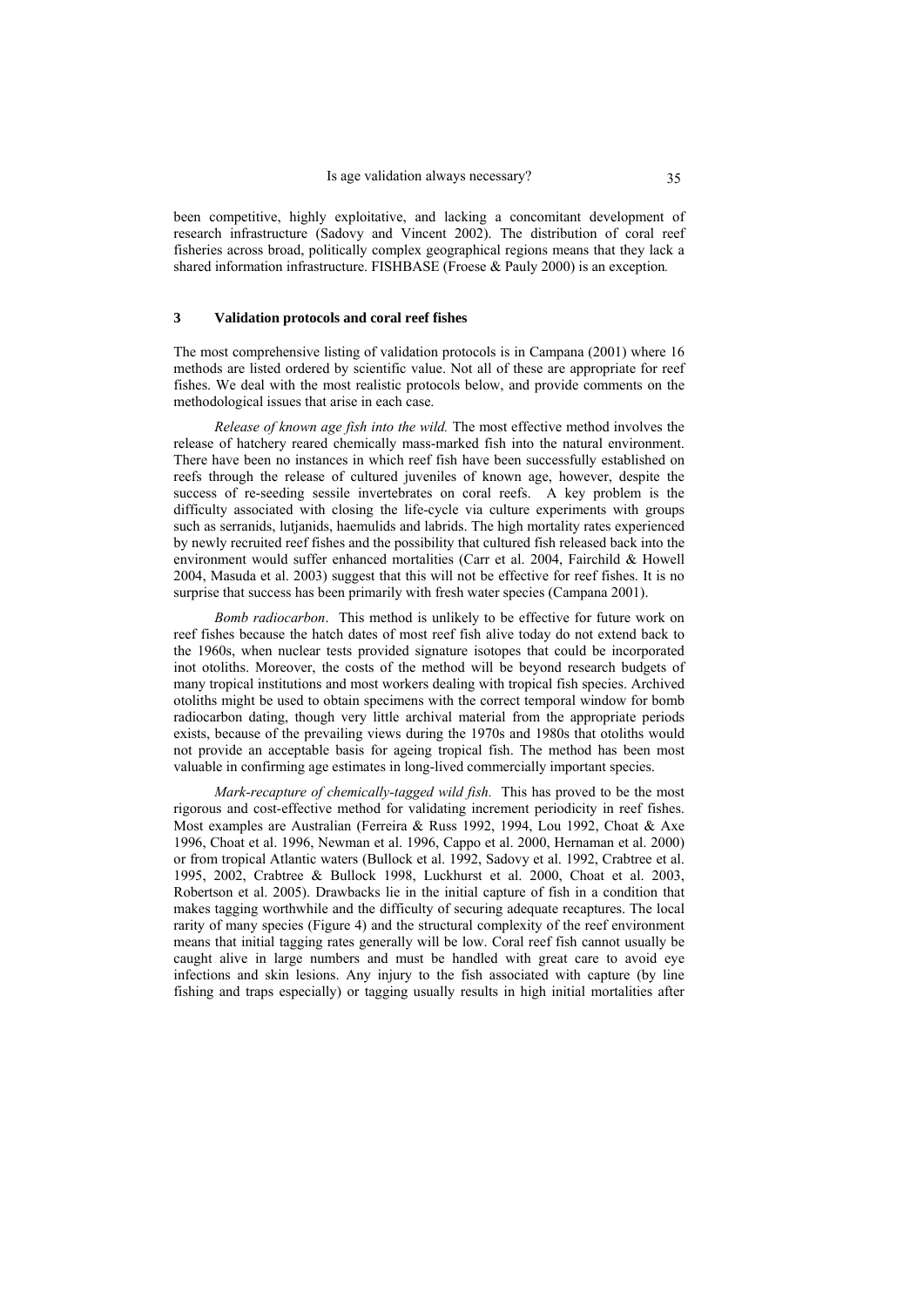been competitive, highly exploitative, and lacking a concomitant development of research infrastructure (Sadovy and Vincent 2002). The distribution of coral reef fisheries across broad, politically complex geographical regions means that they lack a shared information infrastructure. FISHBASE (Froese & Pauly 2000) is an exception.

## 3 Validation protocols and coral reef fishes

The most comprehensive listing of validation protocols is in Campana (2001) where 16 methods are listed ordered by scientific value. Not all of these are appropriate for reef fishes. We deal with the most realistic protocols below, and provide comments on the methodological issues that arise in each case.

*Release of known age fish into the wild.* The most effective method involves the release of hatchery reared chemically mass-marked fish into the natural environment. There have been no instances in which reef fish have been successfully established on reefs through the release of cultured juveniles of known age, however, despite the success of re-seeding sessile invertebrates on coral reefs. A key problem is the difficulty associated with closing the life-cycle via culture experiments with groups such as serranids, lutjanids, haemulids and labrids. The high mortality rates experienced by newly recruited reef fishes and the possibility that cultured fish released back into the environment would suffer enhanced mortalities (Carr et al. 2004, Fairchild & Howell 2004, Masuda et al. 2003) suggest that this will not be effective for reef fishes. It is no surprise that success has been primarily with fresh water species (Campana 2001).

*Bomb radiocarbon*. This method is unlikely to be effective for future work on reef fishes because the hatch dates of most reef fish alive today do not extend back to the 1960s, when nuclear tests provided signature isotopes that could be incorporated inot otoliths. Moreover, the costs of the method will be beyond research budgets of many tropical institutions and most workers dealing with tropical fish species. Archived otoliths might be used to obtain specimens with the correct temporal window for bomb radiocarbon dating, though very little archival material from the appropriate periods exists, because of the prevailing views during the 1970s and 1980s that otoliths would not provide an acceptable basis for ageing tropical fish. The method has been most valuable in confirming age estimates in long-lived commercially important species.

*Mark-recapture of chemically-tagged wild fish.* This has proved to be the most rigorous and cost-effective method for validating increment periodicity in reef fishes. Most examples are Australian (Ferreira & Russ 1992, 1994, Lou 1992, Choat & Axe 1996, Choat et al. 1996, Newman et al. 1996, Cappo et al. 2000, Hernaman et al. 2000) or from tropical Atlantic waters (Bullock et al. 1992, Sadovy et al. 1992, Crabtree et al. 1995, 2002, Crabtree & Bullock 1998, Luckhurst et al. 2000, Choat et al. 2003, Robertson et al. 2005). Drawbacks lie in the initial capture of fish in a condition that makes tagging worthwhile and the difficulty of securing adequate recaptures. The local rarity of many species (Figure 4) and the structural complexity of the reef environment means that initial tagging rates generally will be low. Coral reef fish cannot usually be caught alive in large numbers and must be handled with great care to avoid eye infections and skin lesions. Any injury to the fish associated with capture (by line fishing and traps especially) or tagging usually results in high initial mortalities after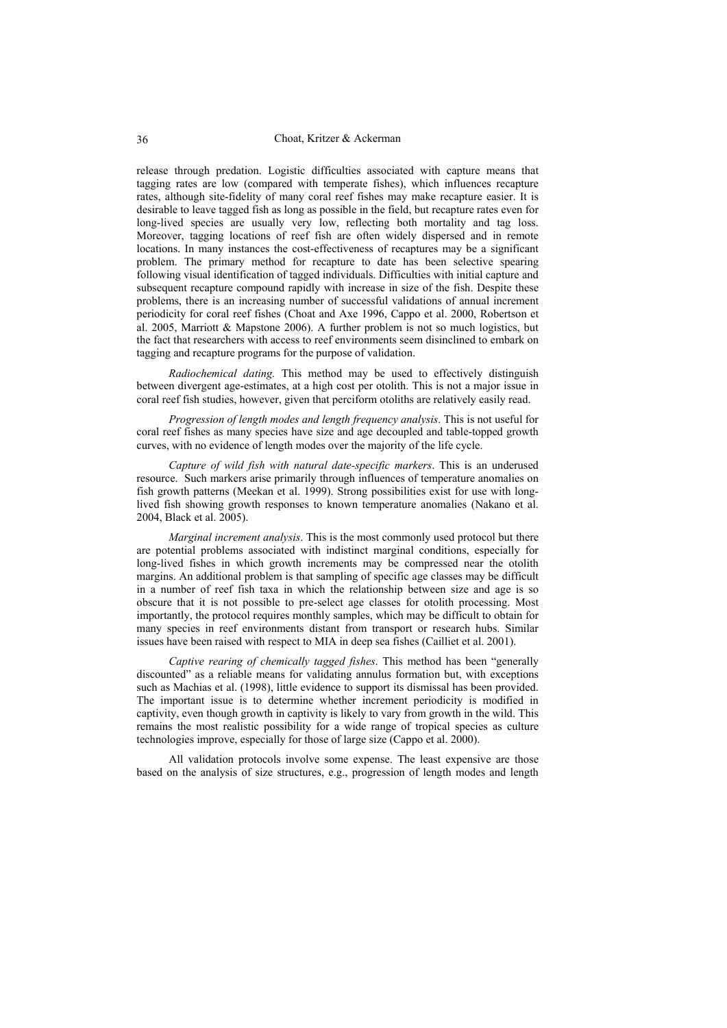release through predation. Logistic difficulties associated with capture means that tagging rates are low (compared with temperate fishes), which influences recapture rates, although site-fidelity of many coral reef fishes may make recapture easier. It is desirable to leave tagged fish as long as possible in the field, but recapture rates even for long-lived species are usually very low, reflecting both mortality and tag loss. Moreover, tagging locations of reef fish are often widely dispersed and in remote locations. In many instances the cost-effectiveness of recaptures may be a significant problem. The primary method for recapture to date has been selective spearing following visual identification of tagged individuals. Difficulties with initial capture and subsequent recapture compound rapidly with increase in size of the fish. Despite these problems, there is an increasing number of successful validations of annual increment periodicity for coral reef fishes (Choat and Axe 1996, Cappo et al. 2000, Robertson et al. 2005, Marriott & Mapstone 2006). A further problem is not so much logistics, but the fact that researchers with access to reef environments seem disinclined to embark on tagging and recapture programs for the purpose of validation.

*Radiochemical dating.* This method may be used to effectively distinguish between divergent age-estimates, at a high cost per otolith. This is not a major issue in coral reef fish studies, however, given that perciform otoliths are relatively easily read.

*Progression of length modes and length frequency analysis*. This is not useful for coral reef fishes as many species have size and age decoupled and table-topped growth curves, with no evidence of length modes over the majority of the life cycle.

*Capture of wild fish with natural date-specific markers*. This is an underused resource. Such markers arise primarily through influences of temperature anomalies on fish growth patterns (Meekan et al. 1999). Strong possibilities exist for use with long-lived fish showing growth responses to known temperature anomalies (Nakano et al. 2004, Black et al. 2005).

*Marginal increment analysis*. This is the most commonly used protocol but there are potential problems associated with indistinct marginal conditions, especially for long-lived fishes in which growth increments may be compressed near the otolith margins. An additional problem is that sampling of specific age classes may be difficult in a number of reef fish taxa in which the relationship between size and age is so obscure that it is not possible to pre-select age classes for otolith processing. Most importantly, the protocol requires monthly samples, which may be difficult to obtain for many species in reef environments distant from transport or research hubs. Similar issues have been raised with respect to MIA in deep sea fishes (Cailliet et al. 2001).

*Captive rearing of chemically tagged fishes*. This method has been "generally discounted" as a reliable means for validating annulus formation but, with exceptions such as Machias et al. (1998), little evidence to support its dismissal has been provided. The important issue is to determine whether increment periodicity is modified in captivity, even though growth in captivity is likely to vary from growth in the wild. This remains the most realistic possibility for a wide range of tropical species as culture technologies improve, especially for those of large size (Cappo et al. 2000).

All validation protocols involve some expense. The least expensive are those based on the analysis of size structures, e.g., progression of length modes and length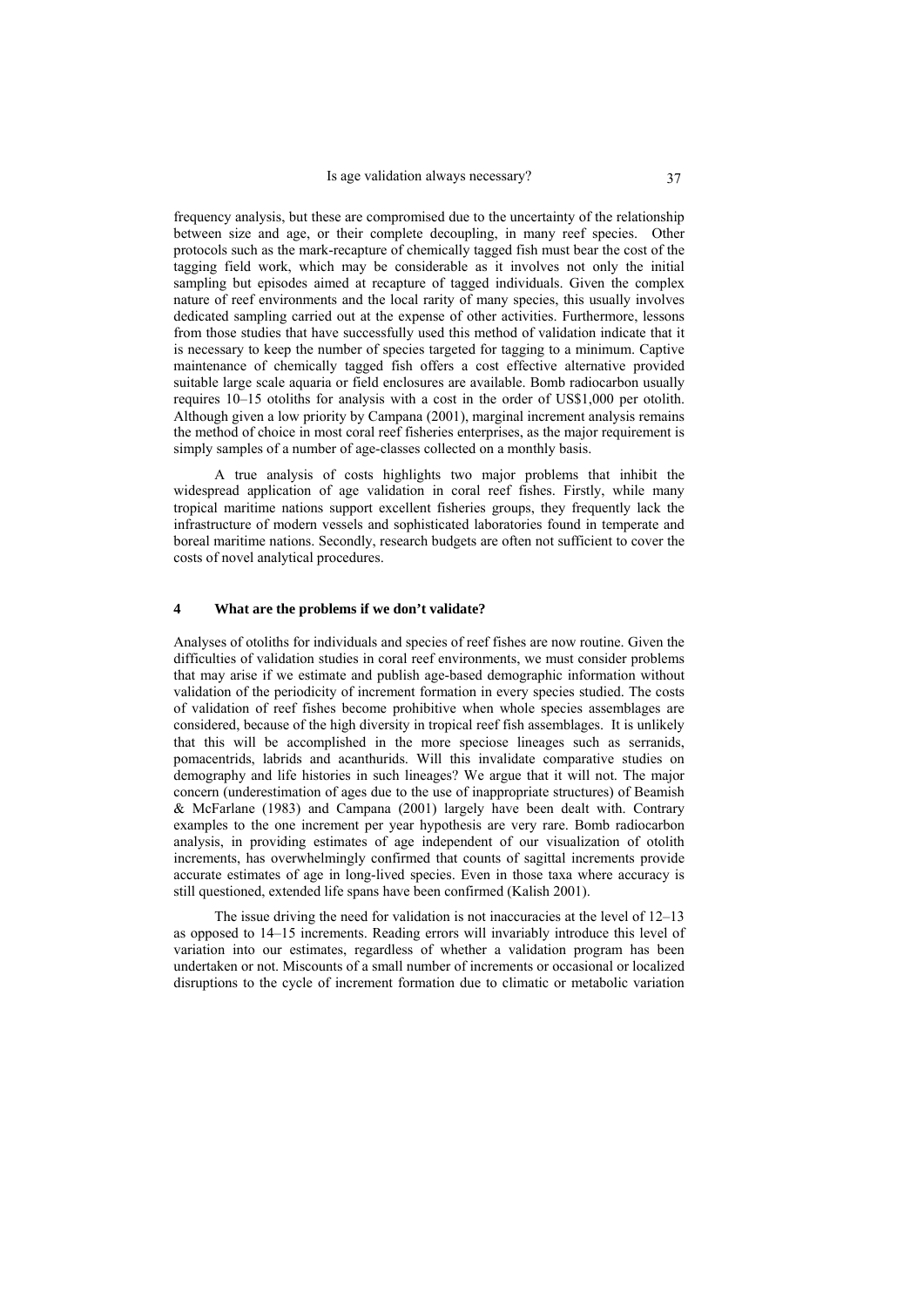frequency analysis, but these are compromised due to the uncertainty of the relationship between size and age, or their complete decoupling, in many reef species. Other protocols such as the mark-recapture of chemically tagged fish must bear the cost of the tagging field work, which may be considerable as it involves not only the initial sampling but episodes aimed at recapture of tagged individuals. Given the complex nature of reef environments and the local rarity of many species, this usually involves dedicated sampling carried out at the expense of other activities. Furthermore, lessons from those studies that have successfully used this method of validation indicate that it is necessary to keep the number of species targeted for tagging to a minimum. Captive maintenance of chemically tagged fish offers a cost effective alternative provided suitable large scale aquaria or field enclosures are available. Bomb radiocarbon usually requires 10–15 otoliths for analysis with a cost in the order of US$1,000 per otolith. Although given a low priority by Campana (2001), marginal increment analysis remains the method of choice in most coral reef fisheries enterprises, as the major requirement is simply samples of a number of age-classes collected on a monthly basis.

A true analysis of costs highlights two major problems that inhibit the widespread application of age validation in coral reef fishes. Firstly, while many tropical maritime nations support excellent fisheries groups, they frequently lack the infrastructure of modern vessels and sophisticated laboratories found in temperate and boreal maritime nations. Secondly, research budgets are often not sufficient to cover the costs of novel analytical procedures.

## 4 What are the problems if we don't validate?

Analyses of otoliths for individuals and species of reef fishes are now routine. Given the difficulties of validation studies in coral reef environments, we must consider problems that may arise if we estimate and publish age-based demographic information without validation of the periodicity of increment formation in every species studied. The costs of validation of reef fishes become prohibitive when whole species assemblages are considered, because of the high diversity in tropical reef fish assemblages. It is unlikely that this will be accomplished in the more speciose lineages such as serranids, pomacentrids, labrids and acanthurids. Will this invalidate comparative studies on demography and life histories in such lineages? We argue that it will not. The major concern (underestimation of ages due to the use of inappropriate structures) of Beamish & McFarlane (1983) and Campana (2001) largely have been dealt with. Contrary examples to the one increment per year hypothesis are very rare. Bomb radiocarbon analysis, in providing estimates of age independent of our visualization of otolith increments, has overwhelmingly confirmed that counts of sagittal increments provide accurate estimates of age in long-lived species. Even in those taxa where accuracy is still questioned, extended life spans have been confirmed (Kalish 2001).

The issue driving the need for validation is not inaccuracies at the level of 12–13 as opposed to 14–15 increments. Reading errors will invariably introduce this level of variation into our estimates, regardless of whether a validation program has been undertaken or not. Miscounts of a small number of increments or occasional or localized disruptions to the cycle of increment formation due to climatic or metabolic variation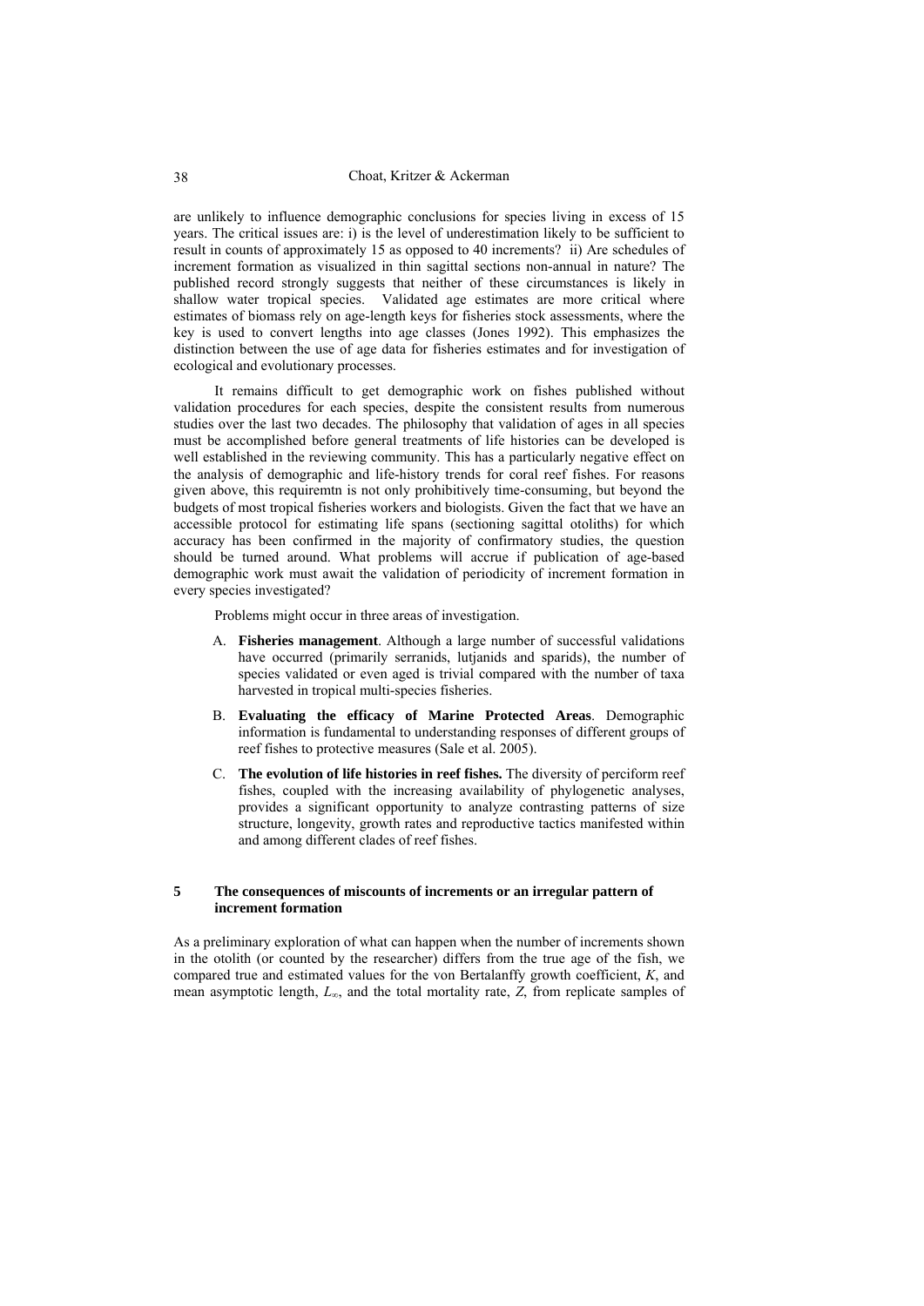are unlikely to influence demographic conclusions for species living in excess of 15 years. The critical issues are: i) is the level of underestimation likely to be sufficient to result in counts of approximately 15 as opposed to 40 increments? ii) Are schedules of increment formation as visualized in thin sagittal sections non-annual in nature? The published record strongly suggests that neither of these circumstances is likely in shallow water tropical species. Validated age estimates are more critical where estimates of biomass rely on age-length keys for fisheries stock assessments, where the key is used to convert lengths into age classes (Jones 1992). This emphasizes the distinction between the use of age data for fisheries estimates and for investigation of ecological and evolutionary processes.

It remains difficult to get demographic work on fishes published without validation procedures for each species, despite the consistent results from numerous studies over the last two decades. The philosophy that validation of ages in all species must be accomplished before general treatments of life histories can be developed is well established in the reviewing community. This has a particularly negative effect on the analysis of demographic and life-history trends for coral reef fishes. For reasons given above, this requiremtn is not only prohibitively time-consuming, but beyond the budgets of most tropical fisheries workers and biologists. Given the fact that we have an accessible protocol for estimating life spans (sectioning sagittal otoliths) for which accuracy has been confirmed in the majority of confirmatory studies, the question should be turned around. What problems will accrue if publication of age-based demographic work must await the validation of periodicity of increment formation in every species investigated?

Problems might occur in three areas of investigation.

A. **Fisheries management**. Although a large number of successful validations have occurred (primarily serranids, lutjanids and sparids), the number of species validated or even aged is trivial compared with the number of taxa harvested in tropical multi-species fisheries.

B. **Evaluating the efficacy of Marine Protected Areas**. Demographic information is fundamental to understanding responses of different groups of reef fishes to protective measures (Sale et al. 2005).

C. **The evolution of life histories in reef fishes.** The diversity of perciform reef fishes, coupled with the increasing availability of phylogenetic analyses, provides a significant opportunity to analyze contrasting patterns of size structure, longevity, growth rates and reproductive tactics manifested within and among different clades of reef fishes.

## 5 The consequences of miscounts of increments or an irregular pattern of increment formation

As a preliminary exploration of what can happen when the number of increments shown in the otolith (or counted by the researcher) differs from the true age of the fish, we compared true and estimated values for the von Bertalanffy growth coefficient, $K$, and mean asymptotic length, $L_\infty$, and the total mortality rate, $Z$, from replicate samples of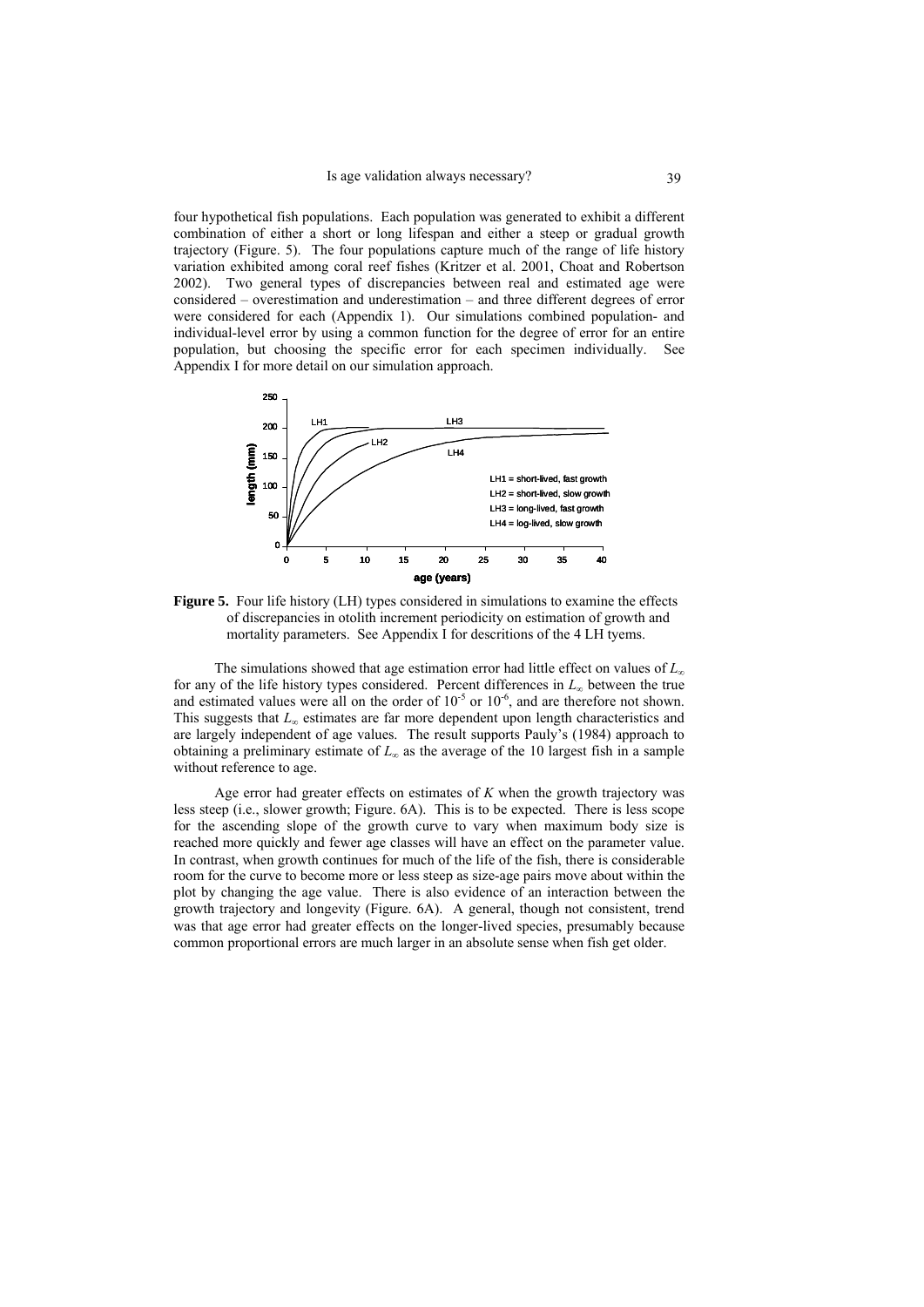four hypothetical fish populations. Each population was generated to exhibit a different combination of either a short or long lifespan and either a steep or gradual growth trajectory (Figure. 5). The four populations capture much of the range of life history variation exhibited among coral reef fishes (Kritzer et al. 2001, Choat and Robertson 2002). Two general types of discrepancies between real and estimated age were considered – overestimation and underestimation – and three different degrees of error were considered for each (Appendix 1). Our simulations combined population- and individual-level error by using a common function for the degree of error for an entire population, but choosing the specific error for each specimen individually. See Appendix I for more detail on our simulation approach.

**Figure 5.** Four life history (LH) types considered in simulations to examine the effects of discrepancies in otolith increment periodicity on estimation of growth and mortality parameters. See Appendix I for descritions of the 4 LH tyems.

The simulations showed that age estimation error had little effect on values of $L_\infty$ for any of the life history types considered. Percent differences in $L_\infty$ between the true and estimated values were all on the order of $10^{-5}$ or $10^{-6}$, and are therefore not shown. This suggests that $L_\infty$ estimates are far more dependent upon length characteristics and are largely independent of age values. The result supports Pauly's (1984) approach to obtaining a preliminary estimate of $L_\infty$ as the average of the 10 largest fish in a sample without reference to age.

Age error had greater effects on estimates of $K$ when the growth trajectory was less steep (i.e., slower growth; Figure. 6A). This is to be expected. There is less scope for the ascending slope of the growth curve to vary when maximum body size is reached more quickly and fewer age classes will have an effect on the parameter value. In contrast, when growth continues for much of the life of the fish, there is considerable room for the curve to become more or less steep as size-age pairs move about within the plot by changing the age value. There is also evidence of an interaction between the growth trajectory and longevity (Figure. 6A). A general, though not consistent, trend was that age error had greater effects on the longer-lived species, presumably because common proportional errors are much larger in an absolute sense when fish get older.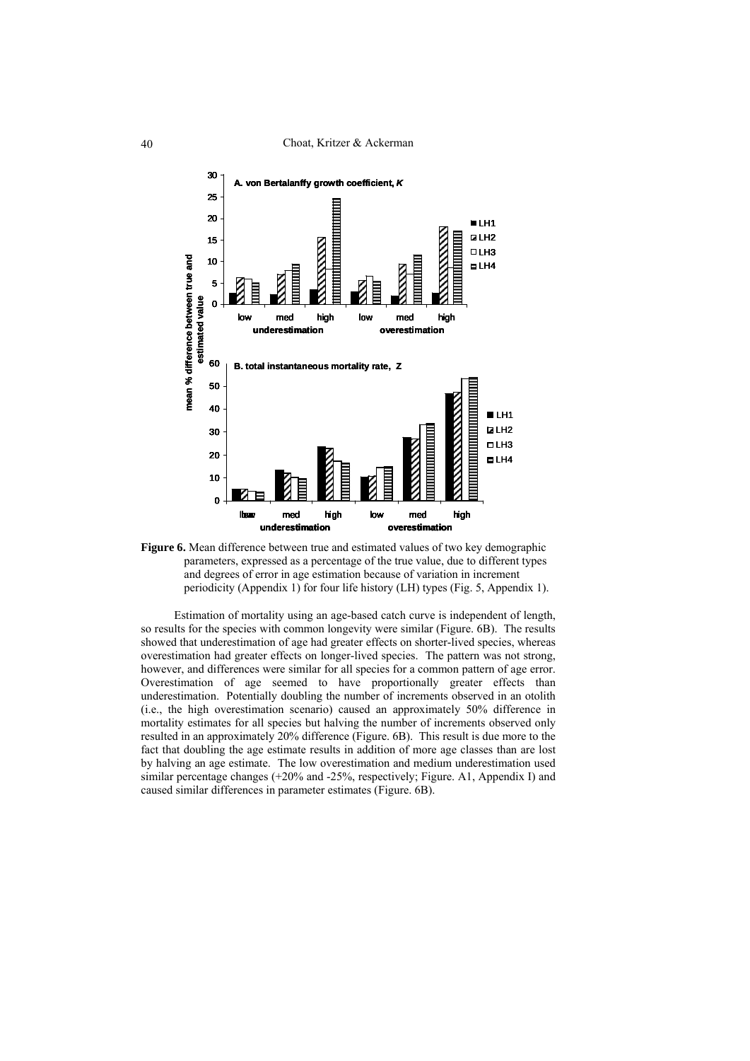**Figure 6.** Mean difference between true and estimated values of two key demographic parameters, expressed as a percentage of the true value, due to different types and degrees of error in age estimation because of variation in increment periodicity (Appendix 1) for four life history (LH) types (Fig. 5, Appendix 1).

Estimation of mortality using an age-based catch curve is independent of length, so results for the species with common longevity were similar (Figure. 6B). The results showed that underestimation of age had greater effects on shorter-lived species, whereas overestimation had greater effects on longer-lived species. The pattern was not strong, however, and differences were similar for all species for a common pattern of age error. Overestimation of age seemed to have proportionally greater effects than underestimation. Potentially doubling the number of increments observed in an otolith (i.e., the high overestimation scenario) caused an approximately 50% difference in mortality estimates for all species but halving the number of increments observed only resulted in an approximately 20% difference (Figure. 6B). This result is due more to the fact that doubling the age estimate results in addition of more age classes than are lost by halving an age estimate. The low overestimation and medium underestimation used similar percentage changes (+20% and -25%, respectively; Figure. A1, Appendix I) and caused similar differences in parameter estimates (Figure. 6B).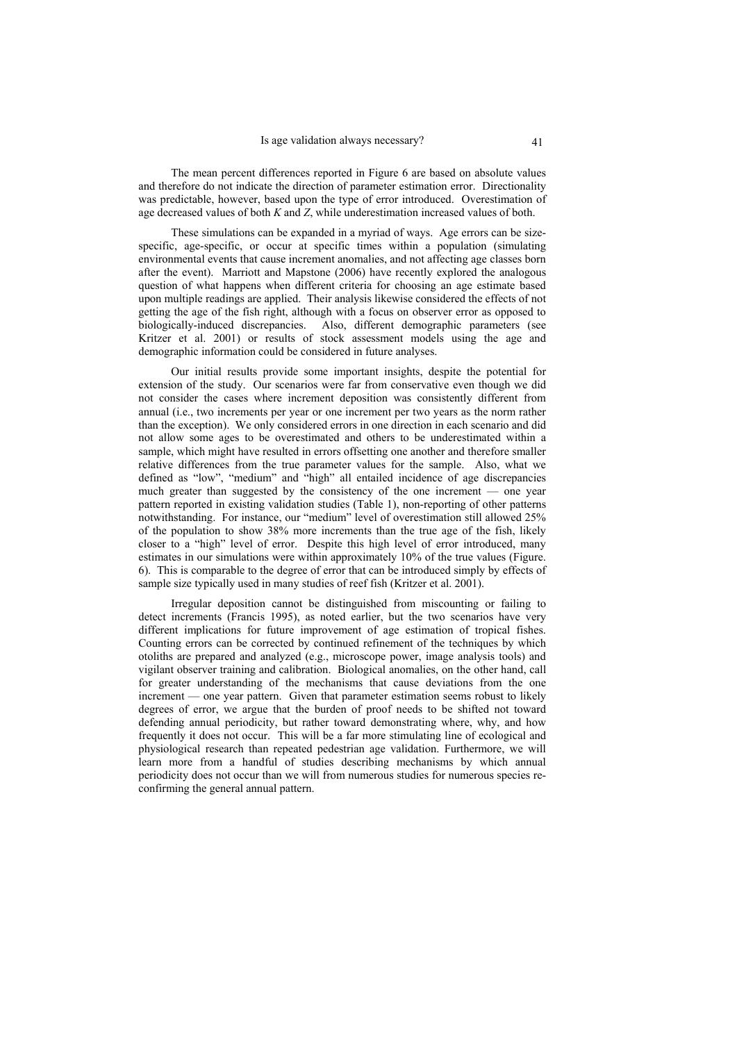The mean percent differences reported in Figure 6 are based on absolute values and therefore do not indicate the direction of parameter estimation error. Directionality was predictable, however, based upon the type of error introduced. Overestimation of age decreased values of both $K$ and $Z$, while underestimation increased values of both.

These simulations can be expanded in a myriad of ways. Age errors can be size-specific, age-specific, or occur at specific times within a population (simulating environmental events that cause increment anomalies, and not affecting age classes born after the event). Marriott and Mapstone (2006) have recently explored the analogous question of what happens when different criteria for choosing an age estimate based upon multiple readings are applied. Their analysis likewise considered the effects of not getting the age of the fish right, although with a focus on observer error as opposed to biologically-induced discrepancies. Also, different demographic parameters (see Kritzer et al. 2001) or results of stock assessment models using the age and demographic information could be considered in future analyses.

Our initial results provide some important insights, despite the potential for extension of the study. Our scenarios were far from conservative even though we did not consider the cases where increment deposition was consistently different from annual (i.e., two increments per year or one increment per two years as the norm rather than the exception). We only considered errors in one direction in each scenario and did not allow some ages to be overestimated and others to be underestimated within a sample, which might have resulted in errors offsetting one another and therefore smaller relative differences from the true parameter values for the sample. Also, what we defined as "low", "medium" and "high" all entailed incidence of age discrepancies much greater than suggested by the consistency of the one increment — one year pattern reported in existing validation studies (Table 1), non-reporting of other patterns notwithstanding. For instance, our "medium" level of overestimation still allowed 25% of the population to show 38% more increments than the true age of the fish, likely closer to a "high" level of error. Despite this high level of error introduced, many estimates in our simulations were within approximately 10% of the true values (Figure. 6). This is comparable to the degree of error that can be introduced simply by effects of sample size typically used in many studies of reef fish (Kritzer et al. 2001).

Irregular deposition cannot be distinguished from miscounting or failing to detect increments (Francis 1995), as noted earlier, but the two scenarios have very different implications for future improvement of age estimation of tropical fishes. Counting errors can be corrected by continued refinement of the techniques by which otoliths are prepared and analyzed (e.g., microscope power, image analysis tools) and vigilant observer training and calibration. Biological anomalies, on the other hand, call for greater understanding of the mechanisms that cause deviations from the one increment — one year pattern. Given that parameter estimation seems robust to likely degrees of error, we argue that the burden of proof needs to be shifted not toward defending annual periodicity, but rather toward demonstrating where, why, and how frequently it does not occur. This will be a far more stimulating line of ecological and physiological research than repeated pedestrian age validation. Furthermore, we will learn more from a handful of studies describing mechanisms by which annual periodicity does not occur than we will from numerous studies for numerous species re-confirming the general annual pattern.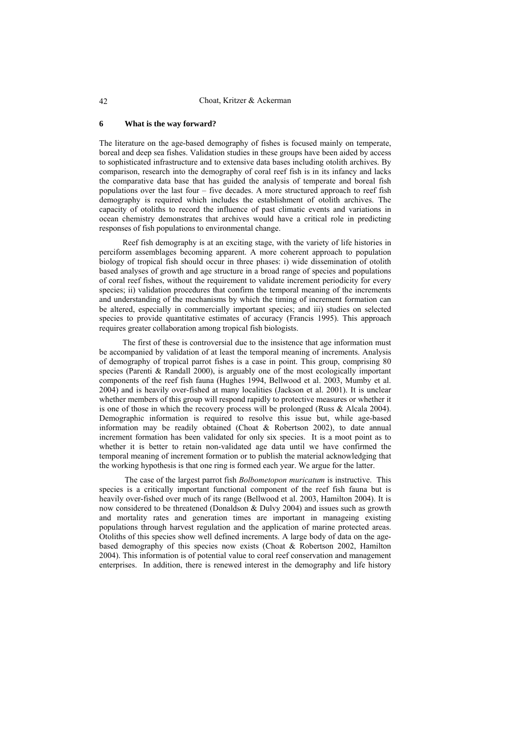## 6 What is the way forward?

The literature on the age-based demography of fishes is focused mainly on temperate, boreal and deep sea fishes. Validation studies in these groups have been aided by access to sophisticated infrastructure and to extensive data bases including otolith archives. By comparison, research into the demography of coral reef fish is in its infancy and lacks the comparative data base that has guided the analysis of temperate and boreal fish populations over the last four – five decades. A more structured approach to reef fish demography is required which includes the establishment of otolith archives. The capacity of otoliths to record the influence of past climatic events and variations in ocean chemistry demonstrates that archives would have a critical role in predicting responses of fish populations to environmental change.

Reef fish demography is at an exciting stage, with the variety of life histories in perciform assemblages becoming apparent. A more coherent approach to population biology of tropical fish should occur in three phases: i) wide dissemination of otolith based analyses of growth and age structure in a broad range of species and populations of coral reef fishes, without the requirement to validate increment periodicity for every species; ii) validation procedures that confirm the temporal meaning of the increments and understanding of the mechanisms by which the timing of increment formation can be altered, especially in commercially important species; and iii) studies on selected species to provide quantitative estimates of accuracy (Francis 1995). This approach requires greater collaboration among tropical fish biologists.

The first of these is controversial due to the insistence that age information must be accompanied by validation of at least the temporal meaning of increments. Analysis of demography of tropical parrot fishes is a case in point. This group, comprising 80 species (Parenti & Randall 2000), is arguably one of the most ecologically important components of the reef fish fauna (Hughes 1994, Bellwood et al. 2003, Mumby et al. 2004) and is heavily over-fished at many localities (Jackson et al. 2001). It is unclear whether members of this group will respond rapidly to protective measures or whether it is one of those in which the recovery process will be prolonged (Russ & Alcala 2004). Demographic information is required to resolve this issue but, while age-based information may be readily obtained (Choat & Robertson 2002), to date annual increment formation has been validated for only six species. It is a moot point as to whether it is better to retain non-validated age data until we have confirmed the temporal meaning of increment formation or to publish the material acknowledging that the working hypothesis is that one ring is formed each year. We argue for the latter.

The case of the largest parrot fish *Bolbometopon muricatum* is instructive. This species is a critically important functional component of the reef fish fauna but is heavily over-fished over much of its range (Bellwood et al. 2003, Hamilton 2004). It is now considered to be threatened (Donaldson & Dulvy 2004) and issues such as growth and mortality rates and generation times are important in manageing existing populations through harvest regulation and the application of marine protected areas. Otoliths of this species show well defined increments. A large body of data on the age-based demography of this species now exists (Choat & Robertson 2002, Hamilton 2004). This information is of potential value to coral reef conservation and management enterprises. In addition, there is renewed interest in the demography and life history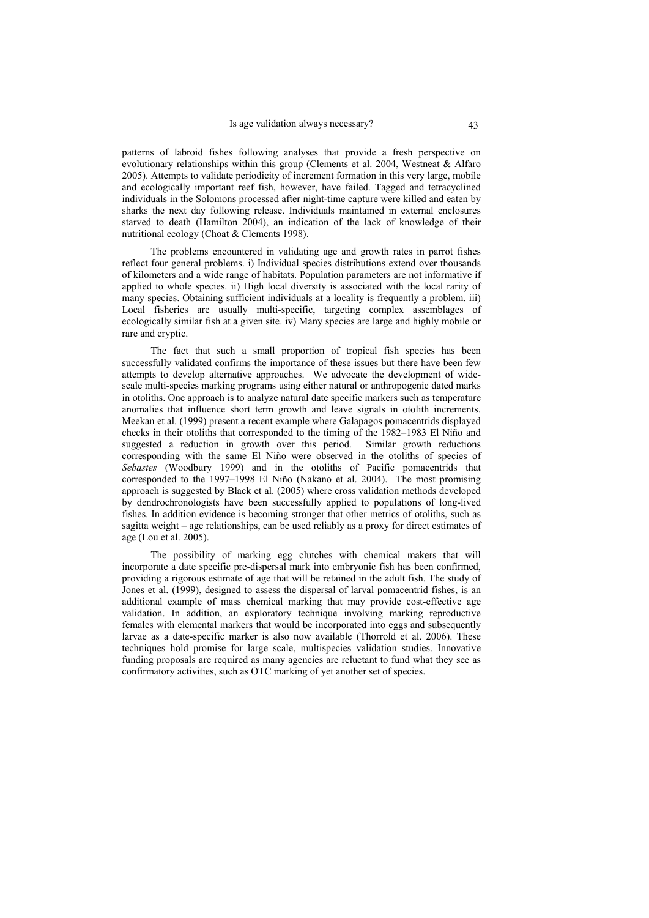patterns of labroid fishes following analyses that provide a fresh perspective on evolutionary relationships within this group (Clements et al. 2004, Westneat & Alfaro 2005). Attempts to validate periodicity of increment formation in this very large, mobile and ecologically important reef fish, however, have failed. Tagged and tetracyclined individuals in the Solomons processed after night-time capture were killed and eaten by sharks the next day following release. Individuals maintained in external enclosures starved to death (Hamilton 2004), an indication of the lack of knowledge of their nutritional ecology (Choat & Clements 1998).

The problems encountered in validating age and growth rates in parrot fishes reflect four general problems. i) Individual species distributions extend over thousands of kilometers and a wide range of habitats. Population parameters are not informative if applied to whole species. ii) High local diversity is associated with the local rarity of many species. Obtaining sufficient individuals at a locality is frequently a problem. iii) Local fisheries are usually multi-specific, targeting complex assemblages of ecologically similar fish at a given site. iv) Many species are large and highly mobile or rare and cryptic.

The fact that such a small proportion of tropical fish species has been successfully validated confirms the importance of these issues but there have been few attempts to develop alternative approaches. We advocate the development of wide-scale multi-species marking programs using either natural or anthropogenic dated marks in otoliths. One approach is to analyze natural date specific markers such as temperature anomalies that influence short term growth and leave signals in otolith increments. Meekan et al. (1999) present a recent example where Galapagos pomacentrids displayed checks in their otoliths that corresponded to the timing of the 1982–1983 El Niño and suggested a reduction in growth over this period. Similar growth reductions corresponding with the same El Niño were observed in the otoliths of species of *Sebastes* (Woodbury 1999) and in the otoliths of Pacific pomacentrids that corresponded to the 1997–1998 El Niño (Nakano et al. 2004). The most promising approach is suggested by Black et al. (2005) where cross validation methods developed by dendrochronologists have been successfully applied to populations of long-lived fishes. In addition evidence is becoming stronger that other metrics of otoliths, such as sagitta weight – age relationships, can be used reliably as a proxy for direct estimates of age (Lou et al. 2005).

The possibility of marking egg clutches with chemical makers that will incorporate a date specific pre-dispersal mark into embryonic fish has been confirmed, providing a rigorous estimate of age that will be retained in the adult fish. The study of Jones et al. (1999), designed to assess the dispersal of larval pomacentrid fishes, is an additional example of mass chemical marking that may provide cost-effective age validation. In addition, an exploratory technique involving marking reproductive females with elemental markers that would be incorporated into eggs and subsequently larvae as a date-specific marker is also now available (Thorrold et al. 2006). These techniques hold promise for large scale, multispecies validation studies. Innovative funding proposals are required as many agencies are reluctant to fund what they see as confirmatory activities, such as OTC marking of yet another set of species.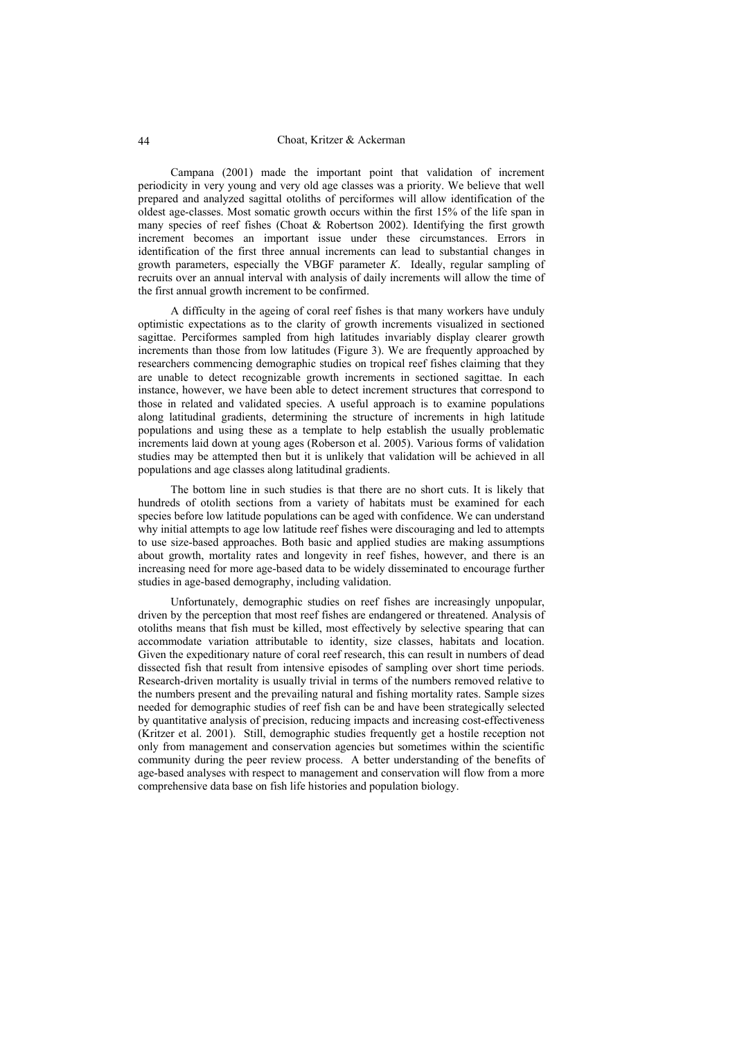Campana (2001) made the important point that validation of increment periodicity in very young and very old age classes was a priority. We believe that well prepared and analyzed sagittal otoliths of perciformes will allow identification of the oldest age-classes. Most somatic growth occurs within the first 15% of the life span in many species of reef fishes (Choat & Robertson 2002). Identifying the first growth increment becomes an important issue under these circumstances. Errors in identification of the first three annual increments can lead to substantial changes in growth parameters, especially the VBGF parameter *K*. Ideally, regular sampling of recruits over an annual interval with analysis of daily increments will allow the time of the first annual growth increment to be confirmed.

A difficulty in the ageing of coral reef fishes is that many workers have unduly optimistic expectations as to the clarity of growth increments visualized in sectioned sagittae. Perciformes sampled from high latitudes invariably display clearer growth increments than those from low latitudes (Figure 3). We are frequently approached by researchers commencing demographic studies on tropical reef fishes claiming that they are unable to detect recognizable growth increments in sectioned sagittae. In each instance, however, we have been able to detect increment structures that correspond to those in related and validated species. A useful approach is to examine populations along latitudinal gradients, determining the structure of increments in high latitude populations and using these as a template to help establish the usually problematic increments laid down at young ages (Roberson et al. 2005). Various forms of validation studies may be attempted then but it is unlikely that validation will be achieved in all populations and age classes along latitudinal gradients.

The bottom line in such studies is that there are no short cuts. It is likely that hundreds of otolith sections from a variety of habitats must be examined for each species before low latitude populations can be aged with confidence. We can understand why initial attempts to age low latitude reef fishes were discouraging and led to attempts to use size-based approaches. Both basic and applied studies are making assumptions about growth, mortality rates and longevity in reef fishes, however, and there is an increasing need for more age-based data to be widely disseminated to encourage further studies in age-based demography, including validation.

Unfortunately, demographic studies on reef fishes are increasingly unpopular, driven by the perception that most reef fishes are endangered or threatened. Analysis of otoliths means that fish must be killed, most effectively by selective spearing that can accommodate variation attributable to identity, size classes, habitats and location. Given the expeditionary nature of coral reef research, this can result in numbers of dead dissected fish that result from intensive episodes of sampling over short time periods. Research-driven mortality is usually trivial in terms of the numbers removed relative to the numbers present and the prevailing natural and fishing mortality rates. Sample sizes needed for demographic studies of reef fish can be and have been strategically selected by quantitative analysis of precision, reducing impacts and increasing cost-effectiveness (Kritzer et al. 2001). Still, demographic studies frequently get a hostile reception not only from management and conservation agencies but sometimes within the scientific community during the peer review process. A better understanding of the benefits of age-based analyses with respect to management and conservation will flow from a more comprehensive data base on fish life histories and population biology.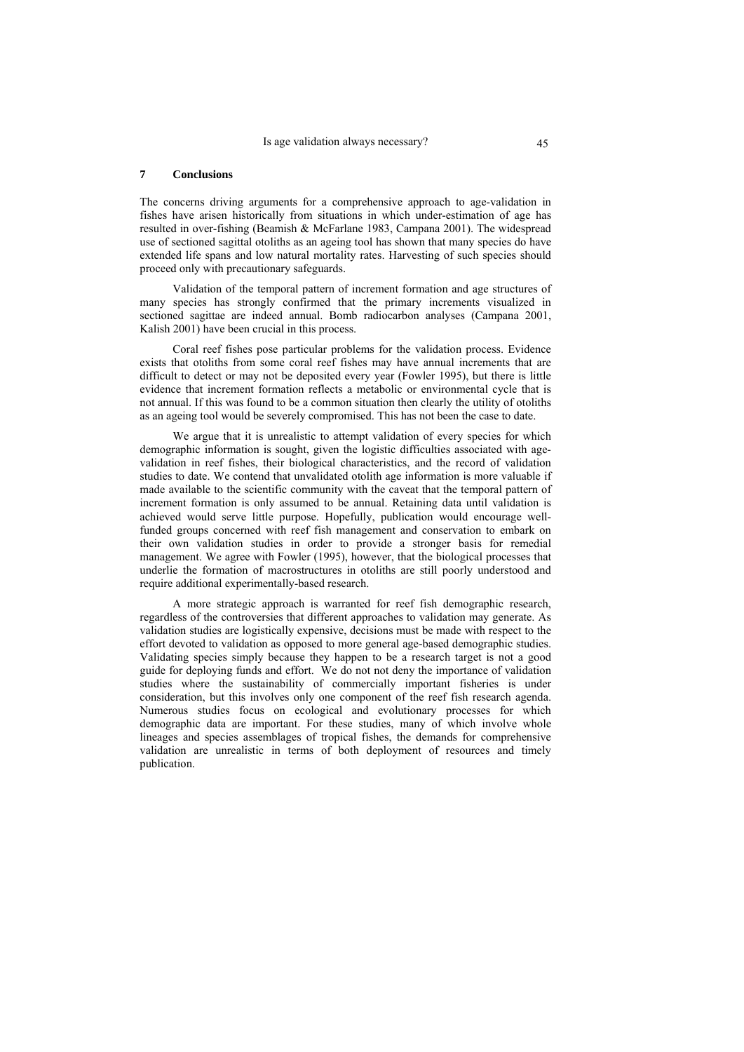## 7 Conclusions

The concerns driving arguments for a comprehensive approach to age-validation in fishes have arisen historically from situations in which under-estimation of age has resulted in over-fishing (Beamish & McFarlane 1983, Campana 2001). The widespread use of sectioned sagittal otoliths as an ageing tool has shown that many species do have extended life spans and low natural mortality rates. Harvesting of such species should proceed only with precautionary safeguards.

Validation of the temporal pattern of increment formation and age structures of many species has strongly confirmed that the primary increments visualized in sectioned sagittae are indeed annual. Bomb radiocarbon analyses (Campana 2001, Kalish 2001) have been crucial in this process.

Coral reef fishes pose particular problems for the validation process. Evidence exists that otoliths from some coral reef fishes may have annual increments that are difficult to detect or may not be deposited every year (Fowler 1995), but there is little evidence that increment formation reflects a metabolic or environmental cycle that is not annual. If this was found to be a common situation then clearly the utility of otoliths as an ageing tool would be severely compromised. This has not been the case to date.

We argue that it is unrealistic to attempt validation of every species for which demographic information is sought, given the logistic difficulties associated with age-validation in reef fishes, their biological characteristics, and the record of validation studies to date. We contend that unvalidated otolith age information is more valuable if made available to the scientific community with the caveat that the temporal pattern of increment formation is only assumed to be annual. Retaining data until validation is achieved would serve little purpose. Hopefully, publication would encourage well-funded groups concerned with reef fish management and conservation to embark on their own validation studies in order to provide a stronger basis for remedial management. We agree with Fowler (1995), however, that the biological processes that underlie the formation of macrostructures in otoliths are still poorly understood and require additional experimentally-based research.

A more strategic approach is warranted for reef fish demographic research, regardless of the controversies that different approaches to validation may generate. As validation studies are logistically expensive, decisions must be made with respect to the effort devoted to validation as opposed to more general age-based demographic studies. Validating species simply because they happen to be a research target is not a good guide for deploying funds and effort. We do not not deny the importance of validation studies where the sustainability of commercially important fisheries is under consideration, but this involves only one component of the reef fish research agenda. Numerous studies focus on ecological and evolutionary processes for which demographic data are important. For these studies, many of which involve whole lineages and species assemblages of tropical fishes, the demands for comprehensive validation are unrealistic in terms of both deployment of resources and timely publication.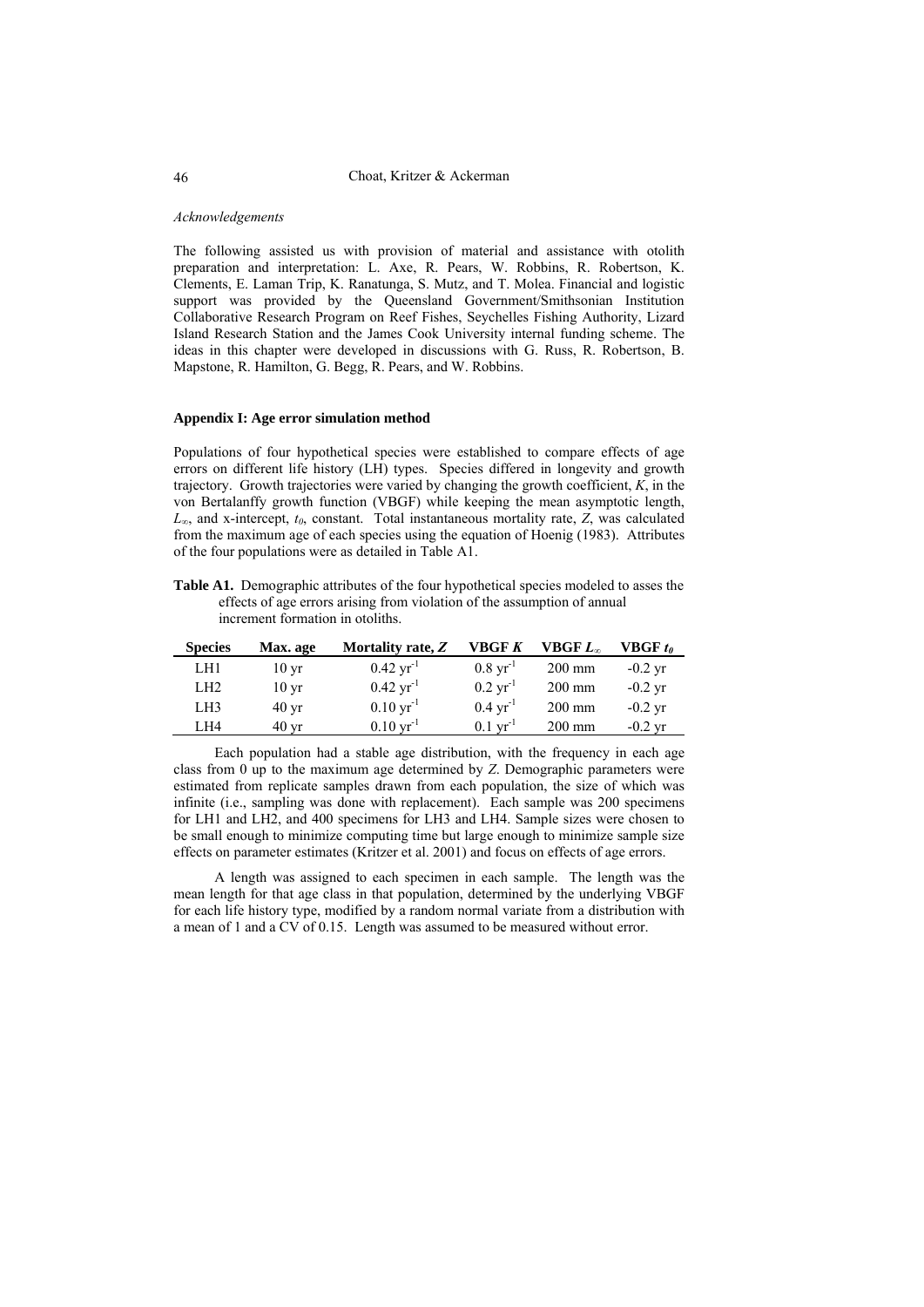*Acknowledgements*

The following assisted us with provision of material and assistance with otolith preparation and interpretation: L. Axe, R. Pears, W. Robbins, R. Robertson, K. Clements, E. Laman Trip, K. Ranatunga, S. Mutz, and T. Molea. Financial and logistic support was provided by the Queensland Government/Smithsonian Institution Collaborative Research Program on Reef Fishes, Seychelles Fishing Authority, Lizard Island Research Station and the James Cook University internal funding scheme. The ideas in this chapter were developed in discussions with G. Russ, R. Robertson, B. Mapstone, R. Hamilton, G. Begg, R. Pears, and W. Robbins.

## Appendix I: Age error simulation method

Populations of four hypothetical species were established to compare effects of age errors on different life history (LH) types. Species differed in longevity and growth trajectory. Growth trajectories were varied by changing the growth coefficient, $K$, in the von Bertalanffy growth function (VBGF) while keeping the mean asymptotic length, $L_{\infty}$, and x-intercept, $t_0$, constant. Total instantaneous mortality rate, $Z$, was calculated from the maximum age of each species using the equation of Hoenig (1983). Attributes of the four populations were as detailed in Table A1.

**Table A1.** Demographic attributes of the four hypothetical species modeled to asses the effects of age errors arising from violation of the assumption of annual increment formation in otoliths.

| Species | Max. age | Mortality rate, $Z$ | VBGF $K$ | VBGF $L_{\infty}$ | VBGF $t_0$ |
|---|---|---|---|---|---|
| LH1 | 10 yr | 0.42 $\text{yr}^{-1}$ | 0.8 $\text{yr}^{-1}$ | 200 mm | -0.2 yr |
| LH2 | 10 yr | 0.42 $\text{yr}^{-1}$ | 0.2 $\text{yr}^{-1}$ | 200 mm | -0.2 yr |
| LH3 | 40 yr | 0.10 $\text{yr}^{-1}$ | 0.4 $\text{yr}^{-1}$ | 200 mm | -0.2 yr |
| LH4 | 40 yr | 0.10 $\text{yr}^{-1}$ | 0.1 $\text{yr}^{-1}$ | 200 mm | -0.2 yr |

Each population had a stable age distribution, with the frequency in each age class from 0 up to the maximum age determined by $Z$. Demographic parameters were estimated from replicate samples drawn from each population, the size of which was infinite (i.e., sampling was done with replacement). Each sample was 200 specimens for LH1 and LH2, and 400 specimens for LH3 and LH4. Sample sizes were chosen to be small enough to minimize computing time but large enough to minimize sample size effects on parameter estimates (Kritzer et al. 2001) and focus on effects of age errors.

A length was assigned to each specimen in each sample. The length was the mean length for that age class in that population, determined by the underlying VBGF for each life history type, modified by a random normal variate from a distribution with a mean of 1 and a CV of 0.15. Length was assumed to be measured without error.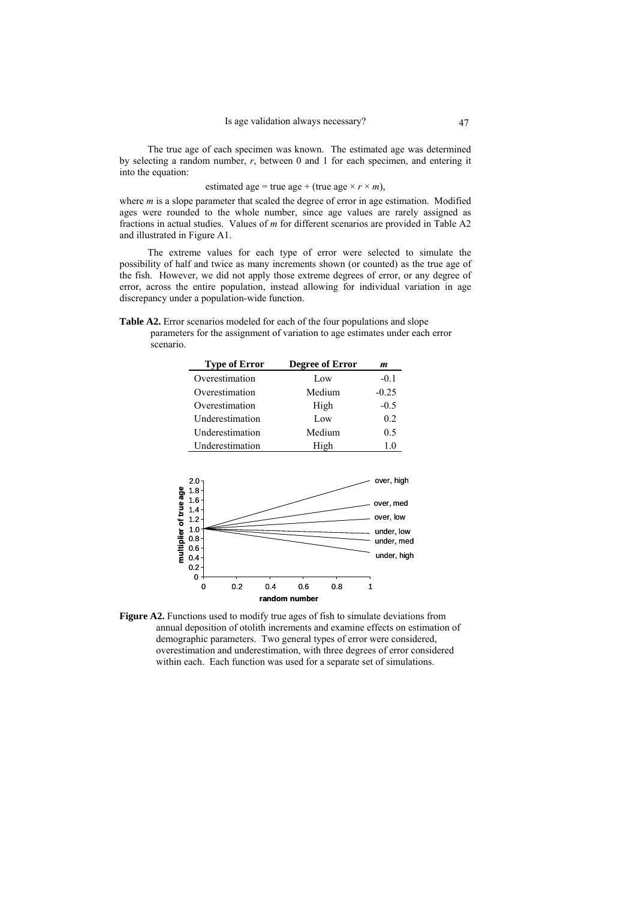The true age of each specimen was known. The estimated age was determined by selecting a random number, $r$, between 0 and 1 for each specimen, and entering it into the equation:

$$\text{estimated age} = \text{true age} + (\text{true age} \times r \times m),$$

where $m$ is a slope parameter that scaled the degree of error in age estimation. Modified ages were rounded to the whole number, since age values are rarely assigned as fractions in actual studies. Values of $m$ for different scenarios are provided in Table A2 and illustrated in Figure A1.

The extreme values for each type of error were selected to simulate the possibility of half and twice as many increments shown (or counted) as the true age of the fish. However, we did not apply those extreme degrees of error, or any degree of error, across the entire population, instead allowing for individual variation in age discrepancy under a population-wide function.

**Table A2.** Error scenarios modeled for each of the four populations and slope parameters for the assignment of variation to age estimates under each error scenario.

| Type of Error | Degree of Error | *m* |
|---|---|---|
| Overestimation | Low | -0.1 |
| Overestimation | Medium | -0.25 |
| Overestimation | High | -0.5 |
| Underestimation | Low | 0.2 |
| Underestimation | Medium | 0.5 |
| Underestimation | High | 1.0 |

**Figure A2.** Functions used to modify true ages of fish to simulate deviations from annual deposition of otolith increments and examine effects on estimation of demographic parameters. Two general types of error were considered, overestimation and underestimation, with three degrees of error considered within each. Each function was used for a separate set of simulations.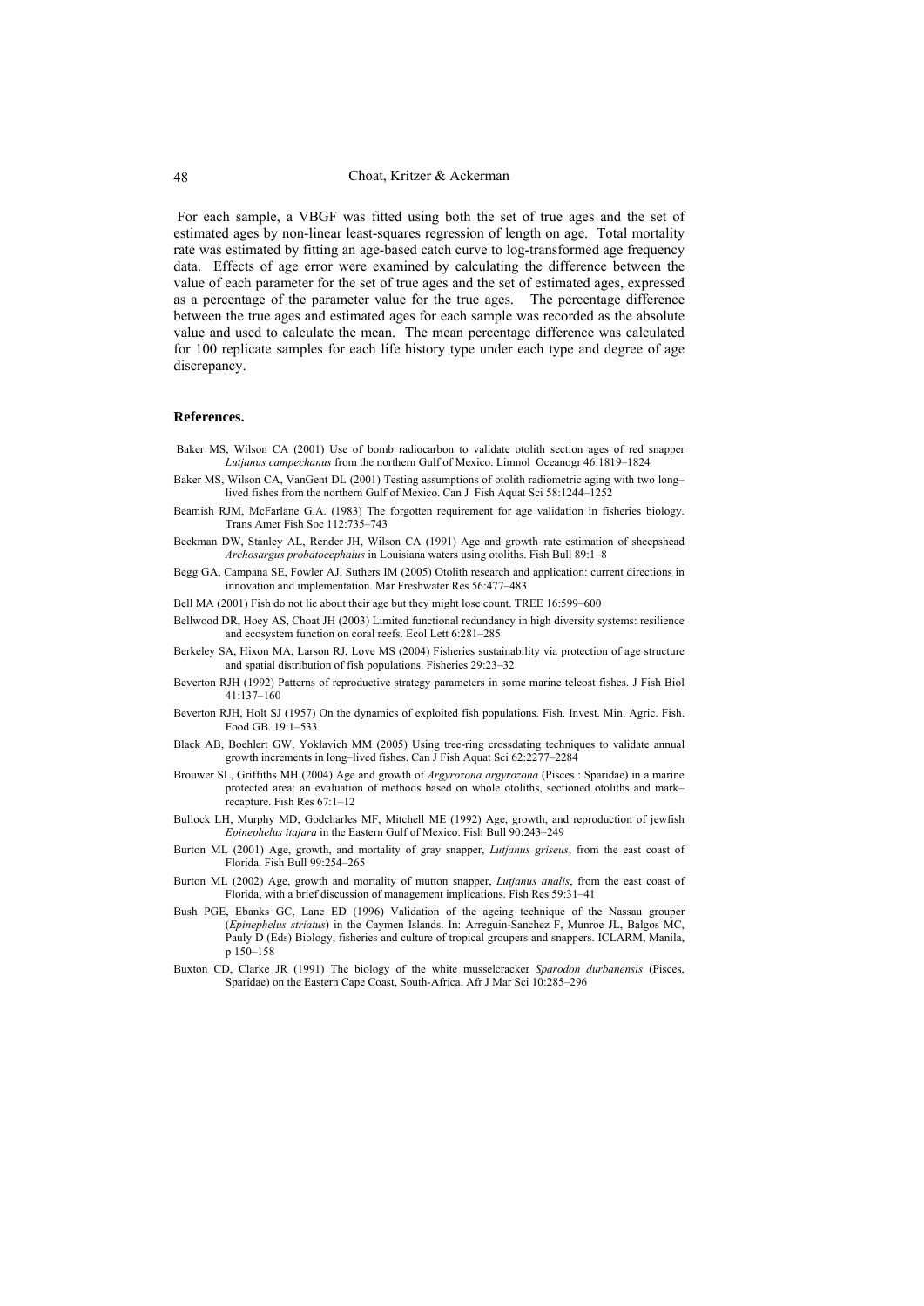For each sample, a VBGF was fitted using both the set of true ages and the set of estimated ages by non-linear least-squares regression of length on age. Total mortality rate was estimated by fitting an age-based catch curve to log-transformed age frequency data. Effects of age error were examined by calculating the difference between the value of each parameter for the set of true ages and the set of estimated ages, expressed as a percentage of the parameter value for the true ages. The percentage difference between the true ages and estimated ages for each sample was recorded as the absolute value and used to calculate the mean. The mean percentage difference was calculated for 100 replicate samples for each life history type under each type and degree of age discrepancy.

## References.

Baker MS, Wilson CA (2001) Use of bomb radiocarbon to validate otolith section ages of red snapper *Lutjanus campechanus* from the northern Gulf of Mexico. Limnol Oceanogr 46:1819–1824

Baker MS, Wilson CA, VanGent DL (2001) Testing assumptions of otolith radiometric aging with two long–lived fishes from the northern Gulf of Mexico. Can J Fish Aquat Sci 58:1244–1252

Beamish RJM, McFarlane G.A. (1983) The forgotten requirement for age validation in fisheries biology. Trans Amer Fish Soc 112:735–743

Beckman DW, Stanley AL, Render JH, Wilson CA (1991) Age and growth–rate estimation of sheepshead *Archosargus probatocephalus* in Louisiana waters using otoliths. Fish Bull 89:1–8

Begg GA, Campana SE, Fowler AJ, Suthers IM (2005) Otolith research and application: current directions in innovation and implementation. Mar Freshwater Res 56:477–483

Bell MA (2001) Fish do not lie about their age but they might lose count. TREE 16:599–600

Bellwood DR, Hoey AS, Choat JH (2003) Limited functional redundancy in high diversity systems: resilience and ecosystem function on coral reefs. Ecol Lett 6:281–285

Berkeley SA, Hixon MA, Larson RJ, Love MS (2004) Fisheries sustainability via protection of age structure and spatial distribution of fish populations. Fisheries 29:23–32

Beverton RJH (1992) Patterns of reproductive strategy parameters in some marine teleost fishes. J Fish Biol 41:137–160

Beverton RJH, Holt SJ (1957) On the dynamics of exploited fish populations. Fish. Invest. Min. Agric. Fish. Food GB. 19:1–533

Black AB, Boehlert GW, Yoklavich MM (2005) Using tree-ring crossdating techniques to validate annual growth increments in long–lived fishes. Can J Fish Aquat Sci 62:2277–2284

Brouwer SL, Griffiths MH (2004) Age and growth of *Argyrozona argyrozona* (Pisces : Sparidae) in a marine protected area: an evaluation of methods based on whole otoliths, sectioned otoliths and mark–recapture. Fish Res 67:1–12

Bullock LH, Murphy MD, Godcharles MF, Mitchell ME (1992) Age, growth, and reproduction of jewfish *Epinephelus itajara* in the Eastern Gulf of Mexico. Fish Bull 90:243–249

Burton ML (2001) Age, growth, and mortality of gray snapper, *Lutjanus griseus*, from the east coast of Florida. Fish Bull 99:254–265

Burton ML (2002) Age, growth and mortality of mutton snapper, *Lutjanus analis*, from the east coast of Florida, with a brief discussion of management implications. Fish Res 59:31–41

Bush PGE, Ebanks GC, Lane ED (1996) Validation of the ageing technique of the Nassau grouper (*Epinephelus striatus*) in the Caymen Islands. In: Arreguin-Sanchez F, Munroe JL, Balgos MC, Pauly D (Eds) Biology, fisheries and culture of tropical groupers and snappers. ICLARM, Manila, p 150–158

Buxton CD, Clarke JR (1991) The biology of the white musselcracker *Sparodon durbanensis* (Pisces, Sparidae) on the Eastern Cape Coast, South-Africa. Afr J Mar Sci 10:285–296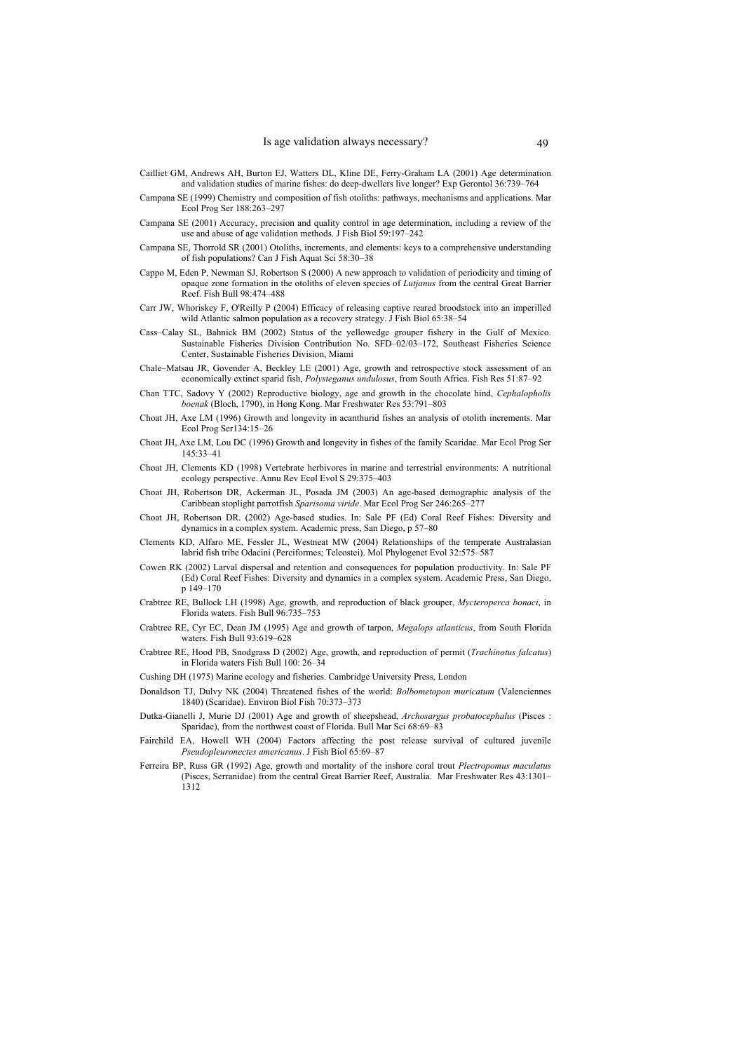Cailliet GM, Andrews AH, Burton EJ, Watters DL, Kline DE, Ferry-Graham LA (2001) Age determination and validation studies of marine fishes: do deep-dwellers live longer? Exp Gerontol 36:739–764

Campana SE (1999) Chemistry and composition of fish otoliths: pathways, mechanisms and applications. Mar Ecol Prog Ser 188:263–297

Campana SE (2001) Accuracy, precision and quality control in age determination, including a review of the use and abuse of age validation methods. J Fish Biol 59:197–242

Campana SE, Thorrold SR (2001) Otoliths, increments, and elements: keys to a comprehensive understanding of fish populations? Can J Fish Aquat Sci 58:30–38

Cappo M, Eden P, Newman SJ, Robertson S (2000) A new approach to validation of periodicity and timing of opaque zone formation in the otoliths of eleven species of *Lutjanus* from the central Great Barrier Reef. Fish Bull 98:474–488

Carr JW, Whoriskey F, O'Reilly P (2004) Efficacy of releasing captive reared broodstock into an imperilled wild Atlantic salmon population as a recovery strategy. J Fish Biol 65:38–54

Cass–Calay SL, Bahnick BM (2002) Status of the yellowedge grouper fishery in the Gulf of Mexico. Sustainable Fisheries Division Contribution No. SFD–02/03–172, Southeast Fisheries Science Center, Sustainable Fisheries Division, Miami

Chale–Matsau JR, Govender A, Beckley LE (2001) Age, growth and retrospective stock assessment of an economically extinct sparid fish, *Polysteganus undulosus*, from South Africa. Fish Res 51:87–92

Chan TTC, Sadovy Y (2002) Reproductive biology, age and growth in the chocolate hind, *Cephalopholis boenak* (Bloch, 1790), in Hong Kong. Mar Freshwater Res 53:791–803

Choat JH, Axe LM (1996) Growth and longevity in acanthurid fishes an analysis of otolith increments. Mar Ecol Prog Ser134:15–26

Choat JH, Axe LM, Lou DC (1996) Growth and longevity in fishes of the family Scaridae. Mar Ecol Prog Ser 145:33–41

Choat JH, Clements KD (1998) Vertebrate herbivores in marine and terrestrial environments: A nutritional ecology perspective. Annu Rev Ecol Evol S 29:375–403

Choat JH, Robertson DR, Ackerman JL, Posada JM (2003) An age-based demographic analysis of the Caribbean stoplight parrotfish *Sparisoma viride*. Mar Ecol Prog Ser 246:265–277

Choat JH, Robertson DR. (2002) Age-based studies. In: Sale PF (Ed) Coral Reef Fishes: Diversity and dynamics in a complex system. Academic press, San Diego, p 57–80

Clements KD, Alfaro ME, Fessler JL, Westneat MW (2004) Relationships of the temperate Australasian labrid fish tribe Odacini (Perciformes; Teleostei). Mol Phylogenet Evol 32:575–587

Cowen RK (2002) Larval dispersal and retention and consequences for population productivity. In: Sale PF (Ed) Coral Reef Fishes: Diversity and dynamics in a complex system. Academic Press, San Diego, p 149–170

Crabtree RE, Bullock LH (1998) Age, growth, and reproduction of black grouper, *Mycteroperca bonaci*, in Florida waters. Fish Bull 96:735–753

Crabtree RE, Cyr EC, Dean JM (1995) Age and growth of tarpon, *Megalops atlanticus*, from South Florida waters. Fish Bull 93:619–628

Crabtree RE, Hood PB, Snodgrass D (2002) Age, growth, and reproduction of permit (*Trachinotus falcatus*) in Florida waters Fish Bull 100: 26–34

Cushing DH (1975) Marine ecology and fisheries. Cambridge University Press, London

Donaldson TJ, Dulvy NK (2004) Threatened fishes of the world: *Bolbometopon muricatum* (Valenciennes 1840) (Scaridae). Environ Biol Fish 70:373–373

Dutka-Gianelli J, Murie DJ (2001) Age and growth of sheepshead, *Archosargus probatocephalus* (Pisces : Sparidae), from the northwest coast of Florida. Bull Mar Sci 68:69–83

Fairchild EA, Howell WH (2004) Factors affecting the post release survival of cultured juvenile *Pseudopleuronectes americanus*. J Fish Biol 65:69–87

Ferreira BP, Russ GR (1992) Age, growth and mortality of the inshore coral trout *Plectropomus maculatus* (Pisces, Serranidae) from the central Great Barrier Reef, Australia. Mar Freshwater Res 43:1301–1312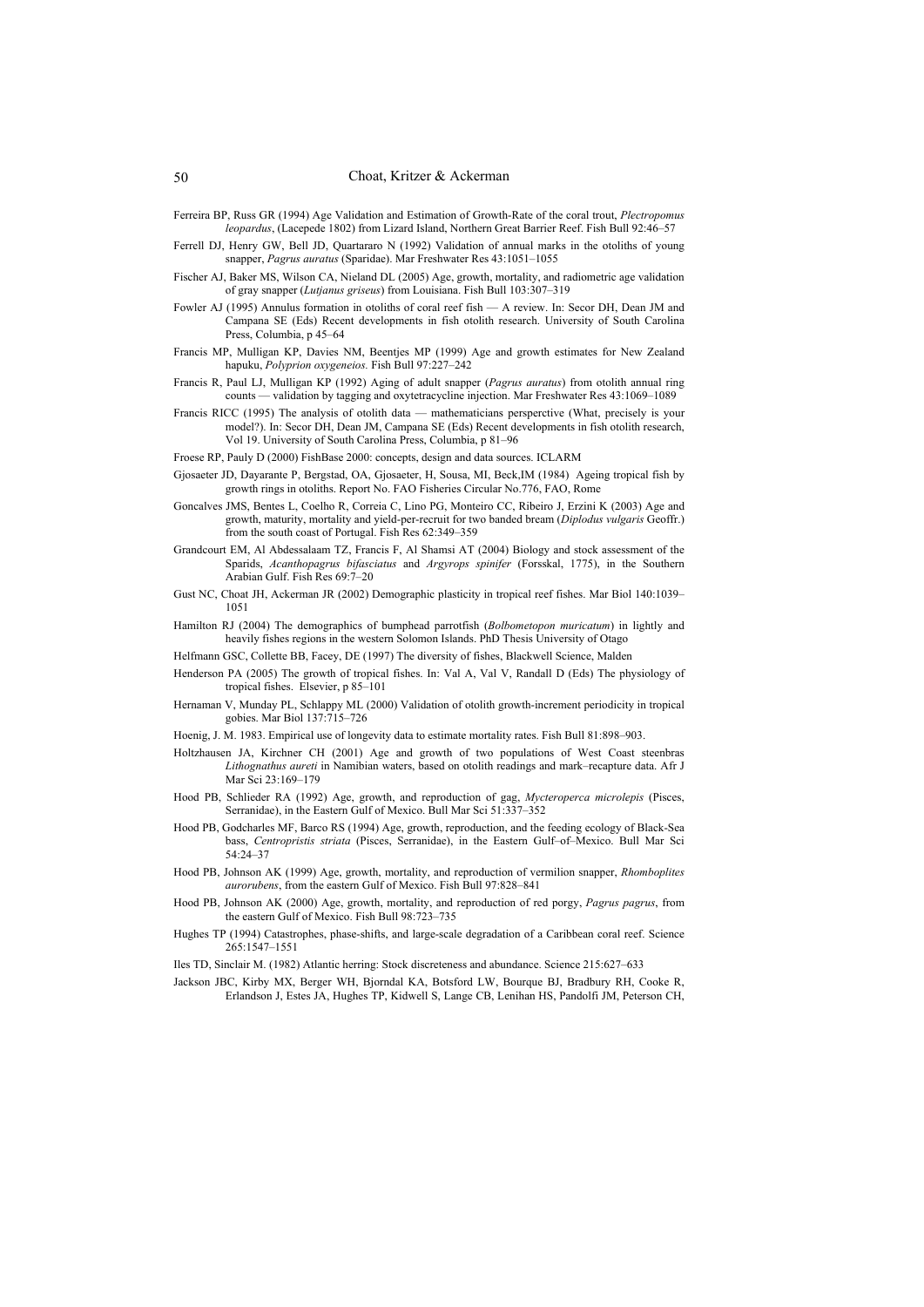Ferreira BP, Russ GR (1994) Age Validation and Estimation of Growth-Rate of the coral trout, *Plectropomus leopardus*, (Lacepede 1802) from Lizard Island, Northern Great Barrier Reef. Fish Bull 92:46–57

Ferrell DJ, Henry GW, Bell JD, Quartararo N (1992) Validation of annual marks in the otoliths of young snapper, *Pagrus auratus* (Sparidae). Mar Freshwater Res 43:1051–1055

Fischer AJ, Baker MS, Wilson CA, Nieland DL (2005) Age, growth, mortality, and radiometric age validation of gray snapper (*Lutjanus griseus*) from Louisiana. Fish Bull 103:307–319

Fowler AJ (1995) Annulus formation in otoliths of coral reef fish — A review. In: Secor DH, Dean JM and Campana SE (Eds) Recent developments in fish otolith research. University of South Carolina Press, Columbia, p 45–64

Francis MP, Mulligan KP, Davies NM, Beentjes MP (1999) Age and growth estimates for New Zealand hapuku, *Polyprion oxygeneios.* Fish Bull 97:227–242

Francis R, Paul LJ, Mulligan KP (1992) Aging of adult snapper (*Pagrus auratus*) from otolith annual ring counts — validation by tagging and oxytetracycline injection. Mar Freshwater Res 43:1069–1089

Francis RICC (1995) The analysis of otolith data — mathematicians persperctive (What, precisely is your model?). In: Secor DH, Dean JM, Campana SE (Eds) Recent developments in fish otolith research, Vol 19. University of South Carolina Press, Columbia, p 81–96

Froese RP, Pauly D (2000) FishBase 2000: concepts, design and data sources. ICLARM

Gjosaeter JD, Dayarante P, Bergstad, OA, Gjosaeter, H, Sousa, MI, Beck,IM (1984) Ageing tropical fish by growth rings in otoliths. Report No. FAO Fisheries Circular No.776, FAO, Rome

Goncalves JMS, Bentes L, Coelho R, Correia C, Lino PG, Monteiro CC, Ribeiro J, Erzini K (2003) Age and growth, maturity, mortality and yield-per-recruit for two banded bream (*Diplodus vulgaris* Geoffr.) from the south coast of Portugal. Fish Res 62:349–359

Grandcourt EM, Al Abdessalaam TZ, Francis F, Al Shamsi AT (2004) Biology and stock assessment of the Sparids, *Acanthopagrus bifasciatus* and *Argyrops spinifer* (Forsskal, 1775), in the Southern Arabian Gulf. Fish Res 69:7–20

Gust NC, Choat JH, Ackerman JR (2002) Demographic plasticity in tropical reef fishes. Mar Biol 140:1039–1051

Hamilton RJ (2004) The demographics of bumphead parrotfish (*Bolbometopon muricatum*) in lightly and heavily fishes regions in the western Solomon Islands. PhD Thesis University of Otago

Helfmann GSC, Collette BB, Facey, DE (1997) The diversity of fishes, Blackwell Science, Malden

Henderson PA (2005) The growth of tropical fishes. In: Val A, Val V, Randall D (Eds) The physiology of tropical fishes. Elsevier, p 85–101

Hernaman V, Munday PL, Schlappy ML (2000) Validation of otolith growth-increment periodicity in tropical gobies. Mar Biol 137:715–726

Hoenig, J. M. 1983. Empirical use of longevity data to estimate mortality rates. Fish Bull 81:898–903.

Holtzhausen JA, Kirchner CH (2001) Age and growth of two populations of West Coast steenbras *Lithognathus aureti* in Namibian waters, based on otolith readings and mark–recapture data. Afr J Mar Sci 23:169–179

Hood PB, Schlieder RA (1992) Age, growth, and reproduction of gag, *Mycteroperca microlepis* (Pisces, Serranidae), in the Eastern Gulf of Mexico. Bull Mar Sci 51:337–352

Hood PB, Godcharles MF, Barco RS (1994) Age, growth, reproduction, and the feeding ecology of Black-Sea bass, *Centropristis striata* (Pisces, Serranidae), in the Eastern Gulf–of–Mexico. Bull Mar Sci 54:24–37

Hood PB, Johnson AK (1999) Age, growth, mortality, and reproduction of vermilion snapper, *Rhomboplites aurorubens*, from the eastern Gulf of Mexico. Fish Bull 97:828–841

Hood PB, Johnson AK (2000) Age, growth, mortality, and reproduction of red porgy, *Pagrus pagrus*, from the eastern Gulf of Mexico. Fish Bull 98:723–735

Hughes TP (1994) Catastrophes, phase-shifts, and large-scale degradation of a Caribbean coral reef. Science 265:1547–1551

Iles TD, Sinclair M. (1982) Atlantic herring: Stock discreteness and abundance. Science 215:627–633

Jackson JBC, Kirby MX, Berger WH, Bjorndal KA, Botsford LW, Bourque BJ, Bradbury RH, Cooke R, Erlandson J, Estes JA, Hughes TP, Kidwell S, Lange CB, Lenihan HS, Pandolfi JM, Peterson CH,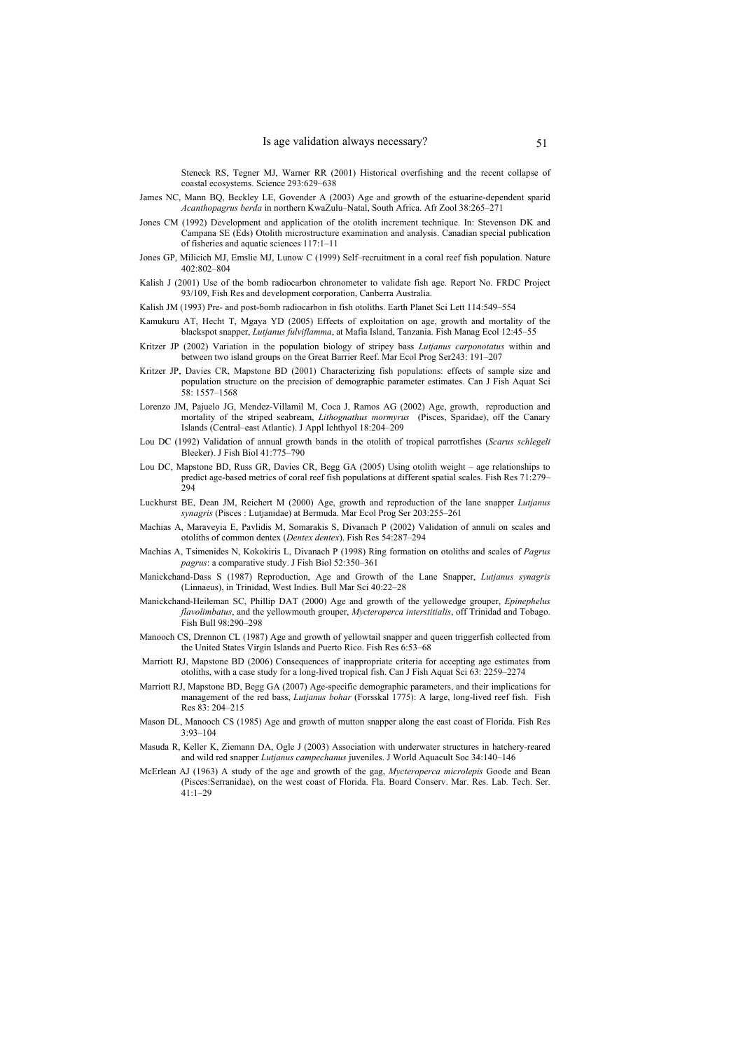Steneck RS, Tegner MJ, Warner RR (2001) Historical overfishing and the recent collapse of coastal ecosystems. Science 293:629–638

James NC, Mann BQ, Beckley LE, Govender A (2003) Age and growth of the estuarine-dependent sparid *Acanthopagrus berda* in northern KwaZulu–Natal, South Africa. Afr Zool 38:265–271

Jones CM (1992) Development and application of the otolith increment technique. In: Stevenson DK and Campana SE (Eds) Otolith microstructure examination and analysis. Canadian special publication of fisheries and aquatic sciences 117:1–11

Jones GP, Milicich MJ, Emslie MJ, Lunow C (1999) Self–recruitment in a coral reef fish population. Nature 402:802–804

Kalish J (2001) Use of the bomb radiocarbon chronometer to validate fish age. Report No. FRDC Project 93/109, Fish Res and development corporation, Canberra Australia.

Kalish JM (1993) Pre- and post-bomb radiocarbon in fish otoliths. Earth Planet Sci Lett 114:549–554

Kamukuru AT, Hecht T, Mgaya YD (2005) Effects of exploitation on age, growth and mortality of the blackspot snapper, *Lutjanus fulviflamma*, at Mafia Island, Tanzania. Fish Manag Ecol 12:45–55

Kritzer JP (2002) Variation in the population biology of stripey bass *Lutjanus carponotatus* within and between two island groups on the Great Barrier Reef. Mar Ecol Prog Ser243: 191–207

Kritzer JP, Davies CR, Mapstone BD (2001) Characterizing fish populations: effects of sample size and population structure on the precision of demographic parameter estimates. Can J Fish Aquat Sci 58: 1557–1568

Lorenzo JM, Pajuelo JG, Mendez-Villamil M, Coca J, Ramos AG (2002) Age, growth, reproduction and mortality of the striped seabream, *Lithognathus mormyrus* (Pisces, Sparidae), off the Canary Islands (Central–east Atlantic). J Appl Ichthyol 18:204–209

Lou DC (1992) Validation of annual growth bands in the otolith of tropical parrotfishes (*Scarus schlegeli* Bleeker). J Fish Biol 41:775–790

Lou DC, Mapstone BD, Russ GR, Davies CR, Begg GA (2005) Using otolith weight – age relationships to predict age-based metrics of coral reef fish populations at different spatial scales. Fish Res 71:279–294

Luckhurst BE, Dean JM, Reichert M (2000) Age, growth and reproduction of the lane snapper *Lutjanus synagris* (Pisces : Lutjanidae) at Bermuda. Mar Ecol Prog Ser 203:255–261

Machias A, Maraveyia E, Pavlidis M, Somarakis S, Divanach P (2002) Validation of annuli on scales and otoliths of common dentex (*Dentex dentex*). Fish Res 54:287–294

Machias A, Tsimenides N, Kokokiris L, Divanach P (1998) Ring formation on otoliths and scales of *Pagrus pagrus*: a comparative study. J Fish Biol 52:350–361

Manickchand-Dass S (1987) Reproduction, Age and Growth of the Lane Snapper, *Lutjanus synagris* (Linnaeus), in Trinidad, West Indies. Bull Mar Sci 40:22–28

Manickchand-Heileman SC, Phillip DAT (2000) Age and growth of the yellowedge grouper, *Epinephelus flavolimbatus*, and the yellowmouth grouper, *Mycteroperca interstitialis*, off Trinidad and Tobago. Fish Bull 98:290–298

Manooch CS, Drennon CL (1987) Age and growth of yellowtail snapper and queen triggerfish collected from the United States Virgin Islands and Puerto Rico. Fish Res 6:53–68

Marriott RJ, Mapstone BD (2006) Consequences of inappropriate criteria for accepting age estimates from otoliths, with a case study for a long-lived tropical fish. Can J Fish Aquat Sci 63: 2259–2274

Marriott RJ, Mapstone BD, Begg GA (2007) Age-specific demographic parameters, and their implications for management of the red bass, *Lutjanus bohar* (Forsskal 1775): A large, long-lived reef fish. Fish Res 83: 204–215

Mason DL, Manooch CS (1985) Age and growth of mutton snapper along the east coast of Florida. Fish Res 3:93–104

Masuda R, Keller K, Ziemann DA, Ogle J (2003) Association with underwater structures in hatchery-reared and wild red snapper *Lutjanus campechanus* juveniles. J World Aquacult Soc 34:140–146

McErlean AJ (1963) A study of the age and growth of the gag, *Mycteroperca microlepis* Goode and Bean (Pisces:Serranidae), on the west coast of Florida. Fla. Board Conserv. Mar. Res. Lab. Tech. Ser. 41:1–29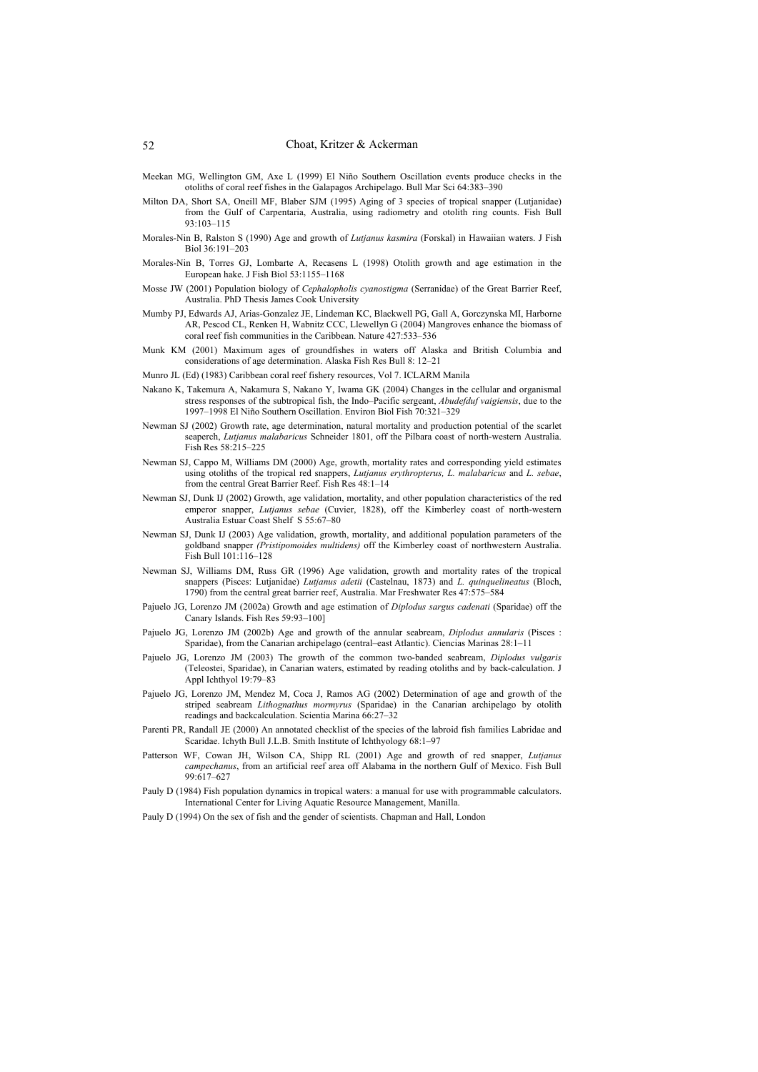Meekan MG, Wellington GM, Axe L (1999) El Niño Southern Oscillation events produce checks in the otoliths of coral reef fishes in the Galapagos Archipelago. Bull Mar Sci 64:383–390

Milton DA, Short SA, Oneill MF, Blaber SJM (1995) Aging of 3 species of tropical snapper (Lutjanidae) from the Gulf of Carpentaria, Australia, using radiometry and otolith ring counts. Fish Bull 93:103–115

Morales-Nin B, Ralston S (1990) Age and growth of *Lutjanus kasmira* (Forskal) in Hawaiian waters. J Fish Biol 36:191–203

Morales-Nin B, Torres GJ, Lombarte A, Recasens L (1998) Otolith growth and age estimation in the European hake. J Fish Biol 53:1155–1168

Mosse JW (2001) Population biology of *Cephalopholis cyanostigma* (Serranidae) of the Great Barrier Reef, Australia. PhD Thesis James Cook University

Mumby PJ, Edwards AJ, Arias-Gonzalez JE, Lindeman KC, Blackwell PG, Gall A, Gorczynska MI, Harborne AR, Pescod CL, Renken H, Wabnitz CCC, Llewellyn G (2004) Mangroves enhance the biomass of coral reef fish communities in the Caribbean. Nature 427:533–536

Munk KM (2001) Maximum ages of groundfishes in waters off Alaska and British Columbia and considerations of age determination. Alaska Fish Res Bull 8: 12–21

Munro JL (Ed) (1983) Caribbean coral reef fishery resources, Vol 7. ICLARM Manila

Nakano K, Takemura A, Nakamura S, Nakano Y, Iwama GK (2004) Changes in the cellular and organismal stress responses of the subtropical fish, the Indo–Pacific sergeant, *Abudefduf vaigiensis*, due to the 1997–1998 El Niño Southern Oscillation. Environ Biol Fish 70:321–329

Newman SJ (2002) Growth rate, age determination, natural mortality and production potential of the scarlet seaperch, *Lutjanus malabaricus* Schneider 1801, off the Pilbara coast of north-western Australia. Fish Res 58:215–225

Newman SJ, Cappo M, Williams DM (2000) Age, growth, mortality rates and corresponding yield estimates using otoliths of the tropical red snappers, *Lutjanus erythropterus, L. malabaricus* and *L. sebae*, from the central Great Barrier Reef. Fish Res 48:1–14

Newman SJ, Dunk IJ (2002) Growth, age validation, mortality, and other population characteristics of the red emperor snapper, *Lutjanus sebae* (Cuvier, 1828), off the Kimberley coast of north-western Australia Estuar Coast Shelf S 55:67–80

Newman SJ, Dunk IJ (2003) Age validation, growth, mortality, and additional population parameters of the goldband snapper *(Pristipomoides multidens)* off the Kimberley coast of northwestern Australia. Fish Bull 101:116–128

Newman SJ, Williams DM, Russ GR (1996) Age validation, growth and mortality rates of the tropical snappers (Pisces: Lutjanidae) *Lutjanus adetii* (Castelnau, 1873) and *L. quinquelineatus* (Bloch, 1790) from the central great barrier reef, Australia. Mar Freshwater Res 47:575–584

Pajuelo JG, Lorenzo JM (2002a) Growth and age estimation of *Diplodus sargus cadenati* (Sparidae) off the Canary Islands. Fish Res 59:93–100]

Pajuelo JG, Lorenzo JM (2002b) Age and growth of the annular seabream, *Diplodus annularis* (Pisces : Sparidae), from the Canarian archipelago (central–east Atlantic). Ciencias Marinas 28:1–11

Pajuelo JG, Lorenzo JM (2003) The growth of the common two-banded seabream, *Diplodus vulgaris* (Teleostei, Sparidae), in Canarian waters, estimated by reading otoliths and by back-calculation. J Appl Ichthyol 19:79–83

Pajuelo JG, Lorenzo JM, Mendez M, Coca J, Ramos AG (2002) Determination of age and growth of the striped seabream *Lithognathus mormyrus* (Sparidae) in the Canarian archipelago by otolith readings and backcalculation. Scientia Marina 66:27–32

Parenti PR, Randall JE (2000) An annotated checklist of the species of the labroid fish families Labridae and Scaridae. Ichyth Bull J.L.B. Smith Institute of Ichthyology 68:1–97

Patterson WF, Cowan JH, Wilson CA, Shipp RL (2001) Age and growth of red snapper, *Lutjanus campechanus*, from an artificial reef area off Alabama in the northern Gulf of Mexico. Fish Bull 99:617–627

Pauly D (1984) Fish population dynamics in tropical waters: a manual for use with programmable calculators. International Center for Living Aquatic Resource Management, Manilla.

Pauly D (1994) On the sex of fish and the gender of scientists. Chapman and Hall, London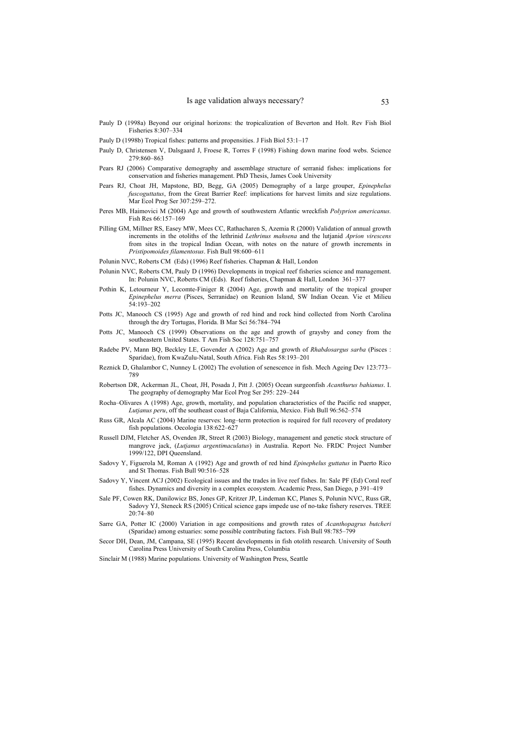Pauly D (1998a) Beyond our original horizons: the tropicalization of Beverton and Holt. Rev Fish Biol Fisheries 8:307–334

Pauly D (1998b) Tropical fishes: patterns and propensities. J Fish Biol 53:1–17

Pauly D, Christensen V, Dalsgaard J, Froese R, Torres F (1998) Fishing down marine food webs. Science 279:860–863

Pears RJ (2006) Comparative demography and assemblage structure of serranid fishes: implications for conservation and fisheries management. PhD Thesis, James Cook University

Pears RJ, Choat JH, Mapstone, BD, Begg, GA (2005) Demography of a large grouper, *Epinephelus fuscoguttatus*, from the Great Barrier Reef: implications for harvest limits and size regulations. Mar Ecol Prog Ser 307:259–272.

Peres MB, Haimovici M (2004) Age and growth of southwestern Atlantic wreckfish *Polyprion americanus.* Fish Res 66:157–169

Pilling GM, Millner RS, Easey MW, Mees CC, Rathacharen S, Azemia R (2000) Validation of annual growth increments in the otoliths of the lethrinid *Lethrinus mahsena* and the lutjanid *Aprion virescens* from sites in the tropical Indian Ocean, with notes on the nature of growth increments in *Pristipomoides filamentosus*. Fish Bull 98:600–611

Polunin NVC, Roberts CM (Eds) (1996) Reef fisheries. Chapman & Hall, London

Polunin NVC, Roberts CM, Pauly D (1996) Developments in tropical reef fisheries science and management. In: Polunin NVC, Roberts CM (Eds). Reef fisheries, Chapman & Hall, London 361–377

Pothin K, Letourneur Y, Lecomte-Finiger R (2004) Age, growth and mortality of the tropical grouper *Epinephelus merra* (Pisces, Serranidae) on Reunion Island, SW Indian Ocean. Vie et Milieu 54:193–202

Potts JC, Manooch CS (1995) Age and growth of red hind and rock hind collected from North Carolina through the dry Tortugas, Florida. B Mar Sci 56:784–794

Potts JC, Manooch CS (1999) Observations on the age and growth of graysby and coney from the southeastern United States. T Am Fish Soc 128:751–757

Radebe PV, Mann BQ, Beckley LE, Govender A (2002) Age and growth of *Rhabdosargus sarba* (Pisces : Sparidae), from KwaZulu-Natal, South Africa. Fish Res 58:193–201

Reznick D, Ghalambor C, Nunney L (2002) The evolution of senescence in fish. Mech Ageing Dev 123:773–789

Robertson DR, Ackerman JL, Choat, JH, Posada J, Pitt J. (2005) Ocean surgeonfish *Acanthurus bahianus*. I. The geography of demography Mar Ecol Prog Ser 295: 229–244

Rocha–Olivares A (1998) Age, growth, mortality, and population characteristics of the Pacific red snapper, *Lutjanus peru*, off the southeast coast of Baja California, Mexico. Fish Bull 96:562–574

Russ GR, Alcala AC (2004) Marine reserves: long–term protection is required for full recovery of predatory fish populations. Oecologia 138:622–627

Russell DJM, Fletcher AS, Ovenden JR, Street R (2003) Biology, management and genetic stock structure of mangrove jack, (*Lutjanus argentimaculatus*) in Australia. Report No. FRDC Project Number 1999/122, DPI Queensland.

Sadovy Y, Figuerola M, Roman A (1992) Age and growth of red hind *Epinephelus guttatus* in Puerto Rico and St Thomas. Fish Bull 90:516–528

Sadovy Y, Vincent ACJ (2002) Ecological issues and the trades in live reef fishes. In: Sale PF (Ed) Coral reef fishes. Dynamics and diversity in a complex ecosystem. Academic Press, San Diego, p 391–419

Sale PF, Cowen RK, Danilowicz BS, Jones GP, Kritzer JP, Lindeman KC, Planes S, Polunin NVC, Russ GR, Sadovy YJ, Steneck RS (2005) Critical science gaps impede use of no-take fishery reserves. TREE 20:74–80

Sarre GA, Potter IC (2000) Variation in age compositions and growth rates of *Acanthopagrus butcheri* (Sparidae) among estuaries: some possible contributing factors. Fish Bull 98:785–799

Secor DH, Dean, JM, Campana, SE (1995) Recent developments in fish otolith research. University of South Carolina Press University of South Carolina Press, Columbia

Sinclair M (1988) Marine populations. University of Washington Press, Seattle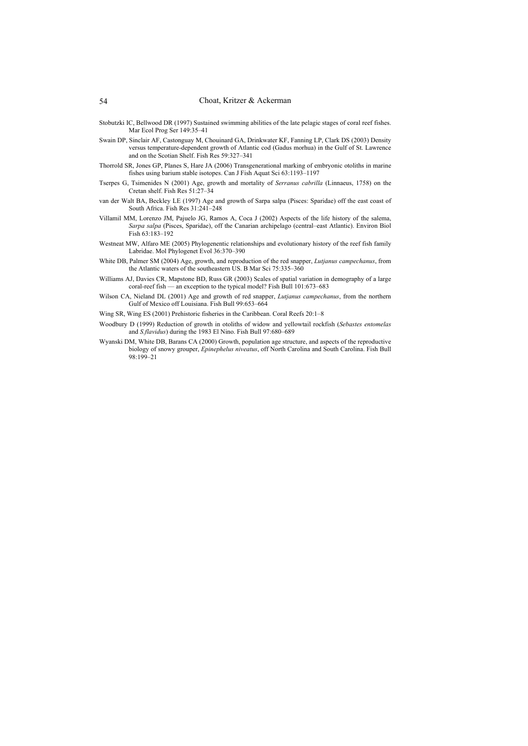Stobutzki IC, Bellwood DR (1997) Sustained swimming abilities of the late pelagic stages of coral reef fishes. Mar Ecol Prog Ser 149:35–41

Swain DP, Sinclair AF, Castonguay M, Chouinard GA, Drinkwater KF, Fanning LP, Clark DS (2003) Density versus temperature-dependent growth of Atlantic cod (Gadus morhua) in the Gulf of St. Lawrence and on the Scotian Shelf. Fish Res 59:327–341

Thorrold SR, Jones GP, Planes S, Hare JA (2006) Transgenerational marking of embryonic otoliths in marine fishes using barium stable isotopes. Can J Fish Aquat Sci 63:1193–1197

Tserpes G, Tsimenides N (2001) Age, growth and mortality of *Serranus cabrilla* (Linnaeus, 1758) on the Cretan shelf. Fish Res 51:27–34

van der Walt BA, Beckley LE (1997) Age and growth of Sarpa salpa (Pisces: Sparidae) off the east coast of South Africa. Fish Res 31:241–248

Villamil MM, Lorenzo JM, Pajuelo JG, Ramos A, Coca J (2002) Aspects of the life history of the salema, *Sarpa salpa* (Pisces, Sparidae), off the Canarian archipelago (central–east Atlantic). Environ Biol Fish 63:183–192

Westneat MW, Alfaro ME (2005) Phylogenentic relationships and evolutionary history of the reef fish family Labridae. Mol Phylogenet Evol 36:370–390

White DB, Palmer SM (2004) Age, growth, and reproduction of the red snapper, *Lutjanus campechanus*, from the Atlantic waters of the southeastern US. B Mar Sci 75:335–360

Williams AJ, Davies CR, Mapstone BD, Russ GR (2003) Scales of spatial variation in demography of a large coral-reef fish — an exception to the typical model? Fish Bull 101:673–683

Wilson CA, Nieland DL (2001) Age and growth of red snapper, *Lutjanus campechanus*, from the northern Gulf of Mexico off Louisiana. Fish Bull 99:653–664

Wing SR, Wing ES (2001) Prehistoric fisheries in the Caribbean. Coral Reefs 20:1–8

Woodbury D (1999) Reduction of growth in otoliths of widow and yellowtail rockfish (*Sebastes entomelas* and *S.flavidus*) during the 1983 El Nino. Fish Bull 97:680–689

Wyanski DM, White DB, Barans CA (2000) Growth, population age structure, and aspects of the reproductive biology of snowy grouper, *Epinephelus niveatus*, off North Carolina and South Carolina. Fish Bull 98:199–21